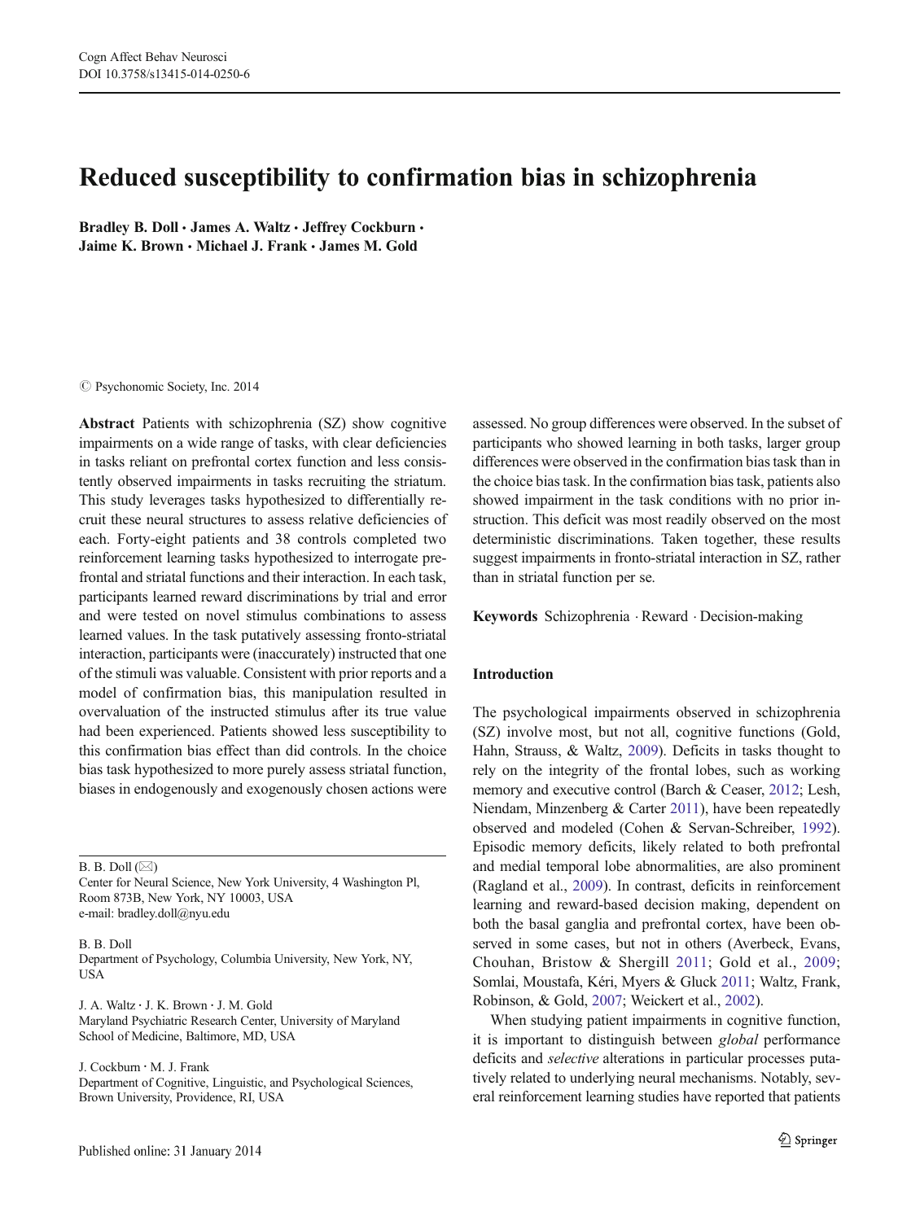# Reduced susceptibility to confirmation bias in schizophrenia

**Bradley B. Doll · James A. Waltz · Jeffrey Cockburn · Jaime K. Brown · Michael J. Frank · James M. Gold**

© Psychonomic Society, Inc. 2014

**Abstract** Patients with schizophrenia (SZ) show cognitive impairments on a wide range of tasks, with clear deficiencies in tasks reliant on prefrontal cortex function and less consistently observed impairments in tasks recruiting the striatum. This study leverages tasks hypothesized to differentially recruit these neural structures to assess relative deficiencies of each. Forty-eight patients and 38 controls completed two reinforcement learning tasks hypothesized to interrogate prefrontal and striatal functions and their interaction. In each task, participants learned reward discriminations by trial and error and were tested on novel stimulus combinations to assess learned values. In the task putatively assessing fronto-striatal interaction, participants were (inaccurately) instructed that one of the stimuli was valuable. Consistent with prior reports and a model of confirmation bias, this manipulation resulted in overvaluation of the instructed stimulus after its true value had been experienced. Patients showed less susceptibility to this confirmation bias effect than did controls. In the choice bias task hypothesized to more purely assess striatal function, biases in endogenously and exogenously chosen actions were assessed. No group differences were observed. In the subset of participants who showed learning in both tasks, larger group differences were observed in the confirmation bias task than in the choice bias task. In the confirmation bias task, patients also showed impairment in the task conditions with no prior instruction. This deficit was most readily observed on the most deterministic discriminations. Taken together, these results suggest impairments in fronto-striatal interaction in SZ, rather than in striatal function per se.

**Keywords** Schizophrenia · Reward · Decision-making

B. B. Doll (✉)
Center for Neural Science, New York University, 4 Washington Pl, Room 873B, New York, NY 10003, USA
e-mail: bradley.doll@nyu.edu

B. B. Doll
Department of Psychology, Columbia University, New York, NY, USA

J. A. Waltz · J. K. Brown · J. M. Gold
Maryland Psychiatric Research Center, University of Maryland School of Medicine, Baltimore, MD, USA

J. Cockburn · M. J. Frank
Department of Cognitive, Linguistic, and Psychological Sciences, Brown University, Providence, RI, USA

Published online: 31 January 2014

## Introduction

The psychological impairments observed in schizophrenia (SZ) involve most, but not all, cognitive functions (Gold, Hahn, Strauss, & Waltz, 2009). Deficits in tasks thought to rely on the integrity of the frontal lobes, such as working memory and executive control (Barch & Ceaser, 2012; Lesh, Niendam, Minzenberg & Carter 2011), have been repeatedly observed and modeled (Cohen & Servan-Schreiber, 1992). Episodic memory deficits, likely related to both prefrontal and medial temporal lobe abnormalities, are also prominent (Ragland et al., 2009). In contrast, deficits in reinforcement learning and reward-based decision making, dependent on both the basal ganglia and prefrontal cortex, have been observed in some cases, but not in others (Averbeck, Evans, Chouhan, Bristow & Shergill 2011; Gold et al., 2009; Somlai, Moustafa, Kéri, Myers & Gluck 2011; Waltz, Frank, Robinson, & Gold, 2007; Weickert et al., 2002).

When studying patient impairments in cognitive function, it is important to distinguish between *global* performance deficits and *selective* alterations in particular processes putatively related to underlying neural mechanisms. Notably, several reinforcement learning studies have reported that patients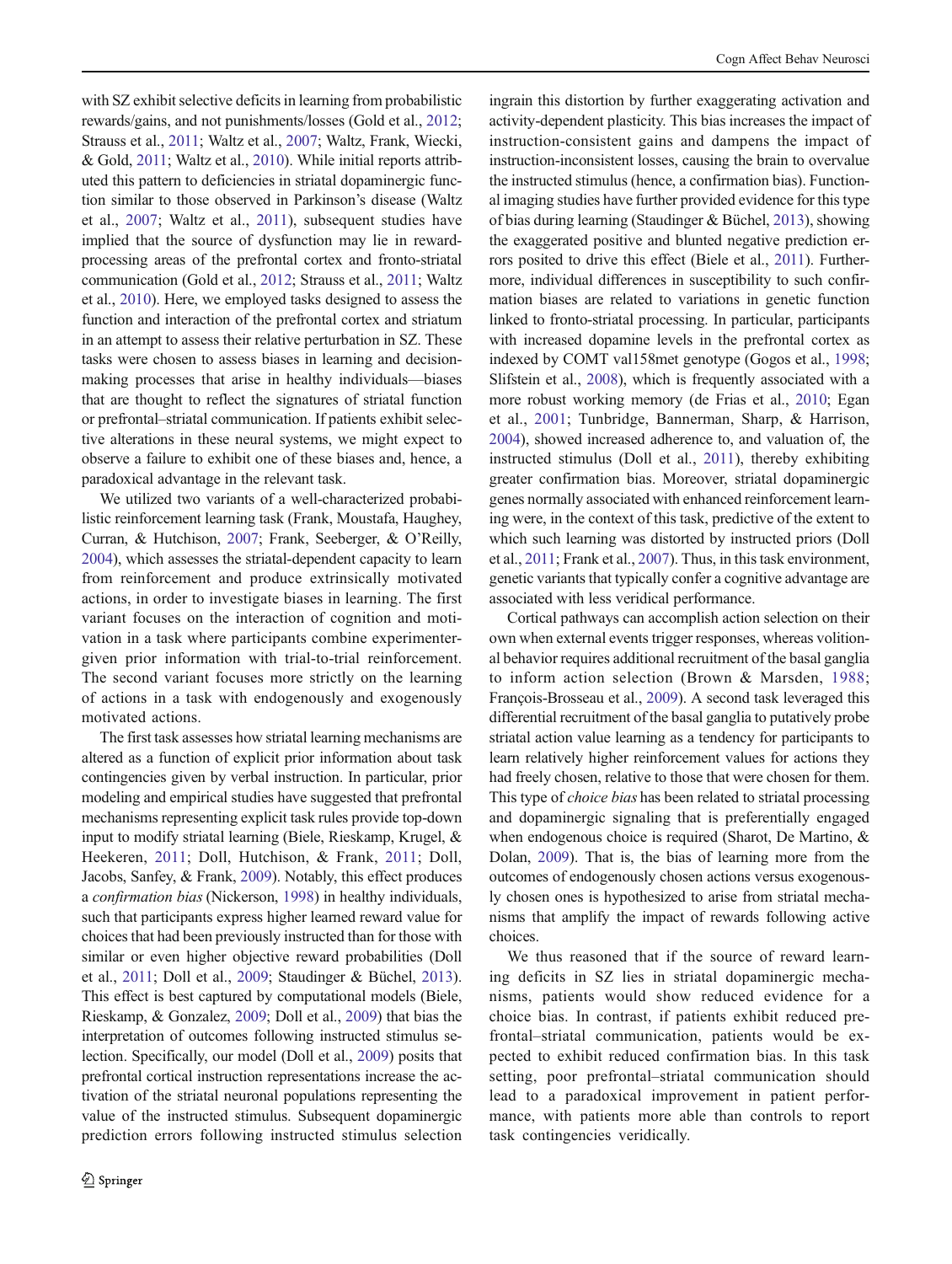with SZ exhibit selective deficits in learning from probabilistic rewards/gains, and not punishments/losses (Gold et al., 2012; Strauss et al., 2011; Waltz et al., 2007; Waltz, Frank, Wiecki, & Gold, 2011; Waltz et al., 2010). While initial reports attributed this pattern to deficiencies in striatal dopaminergic function similar to those observed in Parkinson's disease (Waltz et al., 2007; Waltz et al., 2011), subsequent studies have implied that the source of dysfunction may lie in reward-processing areas of the prefrontal cortex and fronto-striatal communication (Gold et al., 2012; Strauss et al., 2011; Waltz et al., 2010). Here, we employed tasks designed to assess the function and interaction of the prefrontal cortex and striatum in an attempt to assess their relative perturbation in SZ. These tasks were chosen to assess biases in learning and decision-making processes that arise in healthy individuals—biases that are thought to reflect the signatures of striatal function or prefrontal–striatal communication. If patients exhibit selective alterations in these neural systems, we might expect to observe a failure to exhibit one of these biases and, hence, a paradoxical advantage in the relevant task.

We utilized two variants of a well-characterized probabilistic reinforcement learning task (Frank, Moustafa, Haughey, Curran, & Hutchison, 2007; Frank, Seeberger, & O'Reilly, 2004), which assesses the striatal-dependent capacity to learn from reinforcement and produce extrinsically motivated actions, in order to investigate biases in learning. The first variant focuses on the interaction of cognition and motivation in a task where participants combine experimenter-given prior information with trial-to-trial reinforcement. The second variant focuses more strictly on the learning of actions in a task with endogenously and exogenously motivated actions.

The first task assesses how striatal learning mechanisms are altered as a function of explicit prior information about task contingencies given by verbal instruction. In particular, prior modeling and empirical studies have suggested that prefrontal mechanisms representing explicit task rules provide top-down input to modify striatal learning (Biele, Rieskamp, Krugel, & Heekeren, 2011; Doll, Hutchison, & Frank, 2011; Doll, Jacobs, Sanfey, & Frank, 2009). Notably, this effect produces a *confirmation bias* (Nickerson, 1998) in healthy individuals, such that participants express higher learned reward value for choices that had been previously instructed than for those with similar or even higher objective reward probabilities (Doll et al., 2011; Doll et al., 2009; Staudinger & Büchel, 2013). This effect is best captured by computational models (Biele, Rieskamp, & Gonzalez, 2009; Doll et al., 2009) that bias the interpretation of outcomes following instructed stimulus selection. Specifically, our model (Doll et al., 2009) posits that prefrontal cortical instruction representations increase the activation of the striatal neuronal populations representing the value of the instructed stimulus. Subsequent dopaminergic prediction errors following instructed stimulus selection ingrain this distortion by further exaggerating activation and activity-dependent plasticity. This bias increases the impact of instruction-consistent gains and dampens the impact of instruction-inconsistent losses, causing the brain to overvalue the instructed stimulus (hence, a confirmation bias). Functional imaging studies have further provided evidence for this type of bias during learning (Staudinger & Büchel, 2013), showing the exaggerated positive and blunted negative prediction errors posited to drive this effect (Biele et al., 2011). Furthermore, individual differences in susceptibility to such confirmation biases are related to variations in genetic function linked to fronto-striatal processing. In particular, participants with increased dopamine levels in the prefrontal cortex as indexed by COMT val158met genotype (Gogos et al., 1998; Slifstein et al., 2008), which is frequently associated with a more robust working memory (de Frias et al., 2010; Egan et al., 2001; Tunbridge, Bannerman, Sharp, & Harrison, 2004), showed increased adherence to, and valuation of, the instructed stimulus (Doll et al., 2011), thereby exhibiting greater confirmation bias. Moreover, striatal dopaminergic genes normally associated with enhanced reinforcement learning were, in the context of this task, predictive of the extent to which such learning was distorted by instructed priors (Doll et al., 2011; Frank et al., 2007). Thus, in this task environment, genetic variants that typically confer a cognitive advantage are associated with less veridical performance.

Cortical pathways can accomplish action selection on their own when external events trigger responses, whereas volitional behavior requires additional recruitment of the basal ganglia to inform action selection (Brown & Marsden, 1988; François-Brosseau et al., 2009). A second task leveraged this differential recruitment of the basal ganglia to putatively probe striatal action value learning as a tendency for participants to learn relatively higher reinforcement values for actions they had freely chosen, relative to those that were chosen for them. This type of *choice bias* has been related to striatal processing and dopaminergic signaling that is preferentially engaged when endogenous choice is required (Sharot, De Martino, & Dolan, 2009). That is, the bias of learning more from the outcomes of endogenously chosen actions versus exogenously chosen ones is hypothesized to arise from striatal mechanisms that amplify the impact of rewards following active choices.

We thus reasoned that if the source of reward learning deficits in SZ lies in striatal dopaminergic mechanisms, patients would show reduced evidence for a choice bias. In contrast, if patients exhibit reduced prefrontal–striatal communication, patients would be expected to exhibit reduced confirmation bias. In this task setting, poor prefrontal–striatal communication should lead to a paradoxical improvement in patient performance, with patients more able than controls to report task contingencies veridically.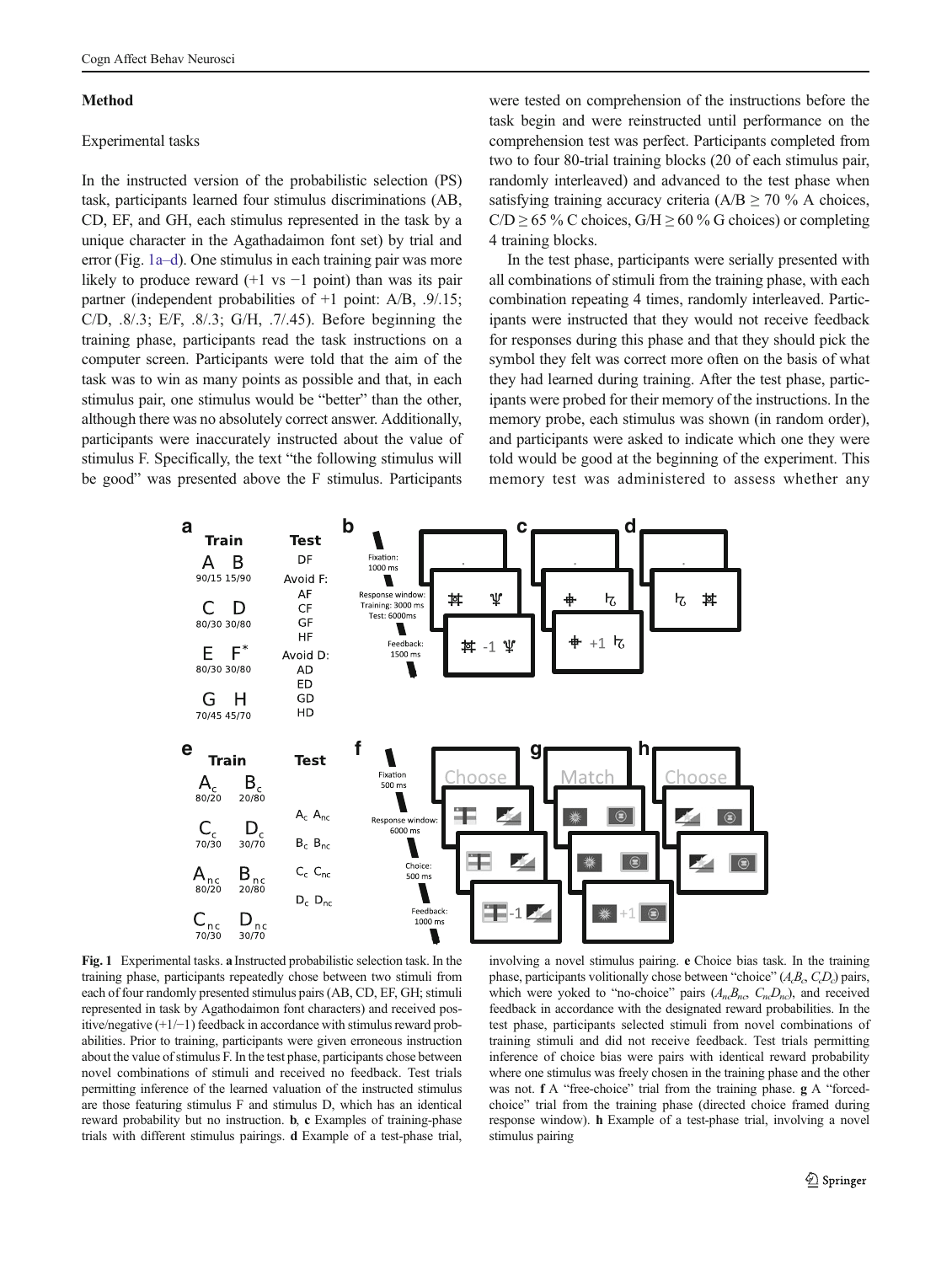## Method

### Experimental tasks

In the instructed version of the probabilistic selection (PS) task, participants learned four stimulus discriminations (AB, CD, EF, and GH, each stimulus represented in the task by a unique character in the Agathadaimon font set) by trial and error (Fig. 1a–d). One stimulus in each training pair was more likely to produce reward (+1 vs −1 point) than was its pair partner (independent probabilities of +1 point: A/B, .9/.15; C/D, .8/.3; E/F, .8/.3; G/H, .7/.45). Before beginning the training phase, participants read the task instructions on a computer screen. Participants were told that the aim of the task was to win as many points as possible and that, in each stimulus pair, one stimulus would be "better" than the other, although there was no absolutely correct answer. Additionally, participants were inaccurately instructed about the value of stimulus F. Specifically, the text "the following stimulus will be good" was presented above the F stimulus. Participants were tested on comprehension of the instructions before the task begin and were reinstructed until performance on the comprehension test was perfect. Participants completed from two to four 80-trial training blocks (20 of each stimulus pair, randomly interleaved) and advanced to the test phase when satisfying training accuracy criteria (A/B ≥ 70 % A choices, C/D ≥ 65 % C choices, G/H ≥ 60 % G choices) or completing 4 training blocks.

In the test phase, participants were serially presented with all combinations of stimuli from the training phase, with each combination repeating 4 times, randomly interleaved. Participants were instructed that they would not receive feedback for responses during this phase and that they should pick the symbol they felt was correct more often on the basis of what they had learned during training. After the test phase, participants were probed for their memory of the instructions. In the memory probe, each stimulus was shown (in random order), and participants were asked to indicate which one they were told would be good at the beginning of the experiment. This memory test was administered to assess whether any

**Fig. 1** Experimental tasks. **a** Instructed probabilistic selection task. In the training phase, participants repeatedly chose between two stimuli from each of four randomly presented stimulus pairs (AB, CD, EF, GH; stimuli represented in task by Agathodaimon font characters) and received positive/negative (+1/−1) feedback in accordance with stimulus reward probabilities. Prior to training, participants were given erroneous instruction about the value of stimulus F. In the test phase, participants chose between novel combinations of stimuli and received no feedback. Test trials permitting inference of the learned valuation of the instructed stimulus are those featuring stimulus F and stimulus D, which has an identical reward probability but no instruction. **b**, **c** Examples of training-phase trials with different stimulus pairings. **d** Example of a test-phase trial, involving a novel stimulus pairing. **e** Choice bias task. In the training phase, participants volitionally chose between "choice" ($A_cB_c$, $C_cD_c$) pairs, which were yoked to "no-choice" pairs ($A_{nc}B_{nc}$, $C_{nc}D_{nc}$), and received feedback in accordance with the designated reward probabilities. In the test phase, participants selected stimuli from novel combinations of training stimuli and did not receive feedback. Test trials permitting inference of choice bias were pairs with identical reward probability where one stimulus was freely chosen in the training phase and the other was not. **f** A "free-choice" trial from the training phase. **g** A "forced-choice" trial from the training phase (directed choice framed during response window). **h** Example of a test-phase trial, involving a novel stimulus pairing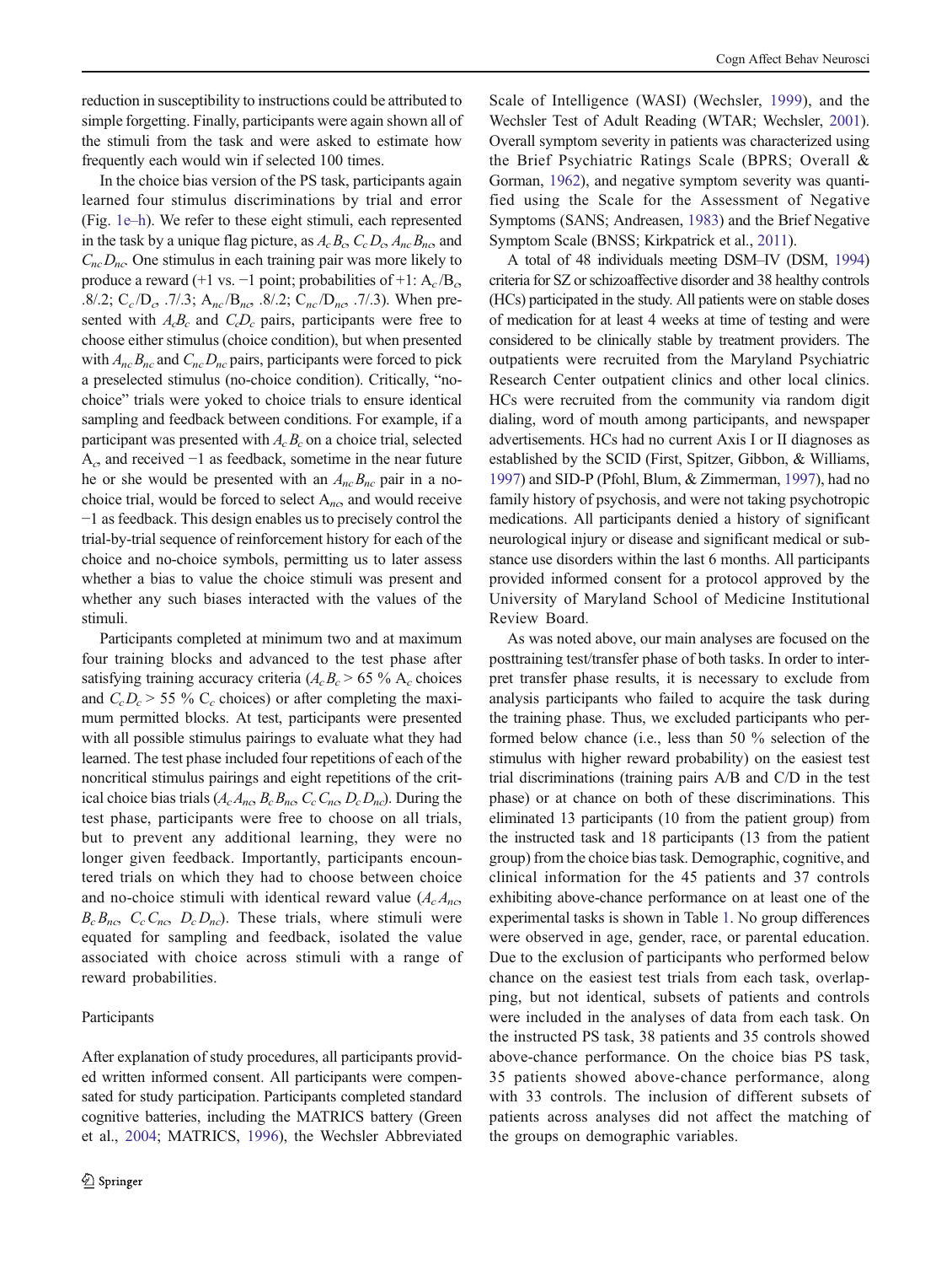reduction in susceptibility to instructions could be attributed to simple forgetting. Finally, participants were again shown all of the stimuli from the task and were asked to estimate how frequently each would win if selected 100 times.

In the choice bias version of the PS task, participants again learned four stimulus discriminations by trial and error (Fig. 1e–h). We refer to these eight stimuli, each represented in the task by a unique flag picture, as $A_cB_c$, $C_cD_c$, $A_{nc}B_{nc}$, and $C_{nc}D_{nc}$. One stimulus in each training pair was more likely to produce a reward (+1 vs. −1 point; probabilities of +1: $A_c/B_c$, .8/.2; $C_c/D_c$, .7/.3; $A_{nc}/B_{nc}$, .8/.2; $C_{nc}/D_{nc}$, .7/.3). When presented with $A_cB_c$ and $C_cD_c$ pairs, participants were free to choose either stimulus (choice condition), but when presented with $A_{nc}B_{nc}$ and $C_{nc}D_{nc}$ pairs, participants were forced to pick a preselected stimulus (no-choice condition). Critically, "no-choice" trials were yoked to choice trials to ensure identical sampling and feedback between conditions. For example, if a participant was presented with $A_cB_c$ on a choice trial, selected $A_c$, and received −1 as feedback, sometime in the near future he or she would be presented with an $A_{nc}B_{nc}$ pair in a no-choice trial, would be forced to select $A_{nc}$, and would receive −1 as feedback. This design enables us to precisely control the trial-by-trial sequence of reinforcement history for each of the choice and no-choice symbols, permitting us to later assess whether a bias to value the choice stimuli was present and whether any such biases interacted with the values of the stimuli.

Participants completed at minimum two and at maximum four training blocks and advanced to the test phase after satisfying training accuracy criteria ($A_cB_c$ > 65 % $A_c$ choices and $C_cD_c$ > 55 % $C_c$ choices) or after completing the maximum permitted blocks. At test, participants were presented with all possible stimulus pairings to evaluate what they had learned. The test phase included four repetitions of each of the noncritical stimulus pairings and eight repetitions of the critical choice bias trials ($A_cA_{nc}$, $B_cB_{nc}$, $C_cC_{nc}$, $D_cD_{nc}$). During the test phase, participants were free to choose on all trials, but to prevent any additional learning, they were no longer given feedback. Importantly, participants encountered trials on which they had to choose between choice and no-choice stimuli with identical reward value ($A_cA_{nc}$, $B_cB_{nc}$, $C_cC_{nc}$, $D_cD_{nc}$). These trials, where stimuli were equated for sampling and feedback, isolated the value associated with choice across stimuli with a range of reward probabilities.

## Participants

After explanation of study procedures, all participants provided written informed consent. All participants were compensated for study participation. Participants completed standard cognitive batteries, including the MATRICS battery (Green et al., 2004; MATRICS, 1996), the Wechsler Abbreviated Scale of Intelligence (WASI) (Wechsler, 1999), and the Wechsler Test of Adult Reading (WTAR; Wechsler, 2001). Overall symptom severity in patients was characterized using the Brief Psychiatric Ratings Scale (BPRS; Overall & Gorman, 1962), and negative symptom severity was quantified using the Scale for the Assessment of Negative Symptoms (SANS; Andreasen, 1983) and the Brief Negative Symptom Scale (BNSS; Kirkpatrick et al., 2011).

A total of 48 individuals meeting DSM–IV (DSM, 1994) criteria for SZ or schizoaffective disorder and 38 healthy controls (HCs) participated in the study. All patients were on stable doses of medication for at least 4 weeks at time of testing and were considered to be clinically stable by treatment providers. The outpatients were recruited from the Maryland Psychiatric Research Center outpatient clinics and other local clinics. HCs were recruited from the community via random digit dialing, word of mouth among participants, and newspaper advertisements. HCs had no current Axis I or II diagnoses as established by the SCID (First, Spitzer, Gibbon, & Williams, 1997) and SID-P (Pfohl, Blum, & Zimmerman, 1997), had no family history of psychosis, and were not taking psychotropic medications. All participants denied a history of significant neurological injury or disease and significant medical or substance use disorders within the last 6 months. All participants provided informed consent for a protocol approved by the University of Maryland School of Medicine Institutional Review Board.

As was noted above, our main analyses are focused on the posttraining test/transfer phase of both tasks. In order to interpret transfer phase results, it is necessary to exclude from analysis participants who failed to acquire the task during the training phase. Thus, we excluded participants who performed below chance (i.e., less than 50 % selection of the stimulus with higher reward probability) on the easiest test trial discriminations (training pairs A/B and C/D in the test phase) or at chance on both of these discriminations. This eliminated 13 participants (10 from the patient group) from the instructed task and 18 participants (13 from the patient group) from the choice bias task. Demographic, cognitive, and clinical information for the 45 patients and 37 controls exhibiting above-chance performance on at least one of the experimental tasks is shown in Table 1. No group differences were observed in age, gender, race, or parental education. Due to the exclusion of participants who performed below chance on the easiest test trials from each task, overlapping, but not identical, subsets of patients and controls were included in the analyses of data from each task. On the instructed PS task, 38 patients and 35 controls showed above-chance performance. On the choice bias PS task, 35 patients showed above-chance performance, along with 33 controls. The inclusion of different subsets of patients across analyses did not affect the matching of the groups on demographic variables.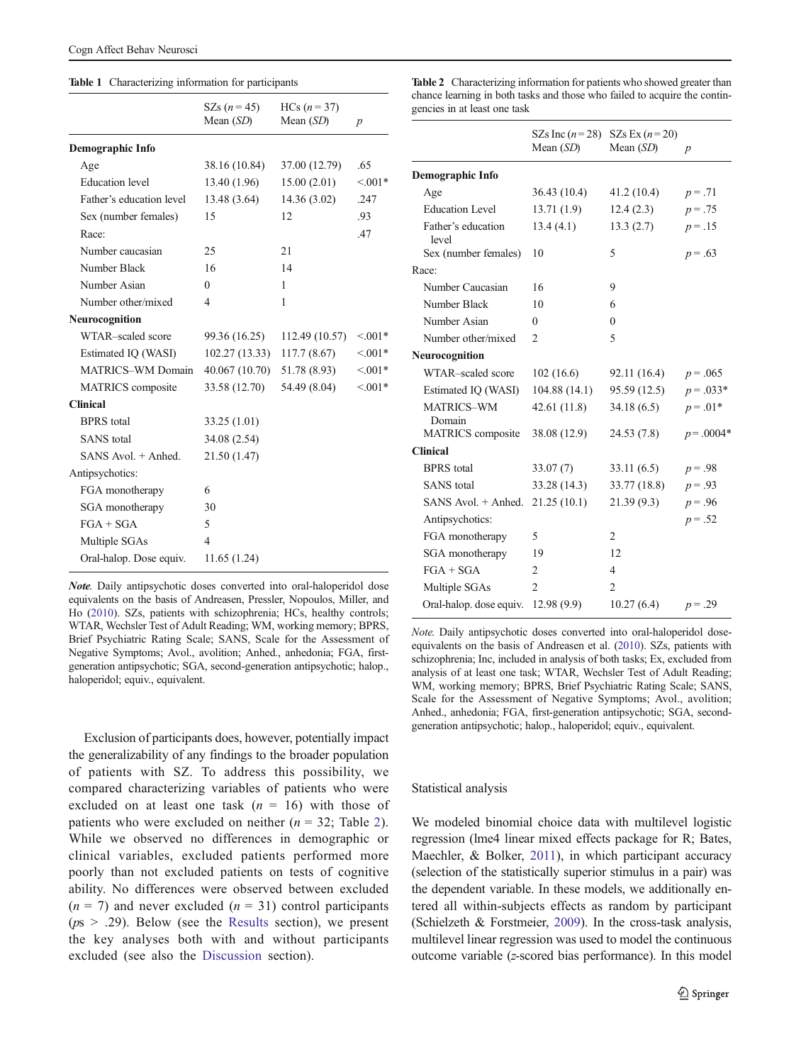**Table 1** Characterizing information for participants

| | SZs ($n = 45$) Mean (*SD*) | HCs ($n = 37$) Mean (*SD*) | *p* |
|---|---|---|---|
| **Demographic Info** | | | |
| Age | 38.16 (10.84) | 37.00 (12.79) | .65 |
| Education level | 13.40 (1.96) | 15.00 (2.01) | <.001* |
| Father's education level | 13.48 (3.64) | 14.36 (3.02) | .247 |
| Sex (number females) | 15 | 12 | .93 |
| Race: | | | .47 |
| Number caucasian | 25 | 21 | |
| Number Black | 16 | 14 | |
| Number Asian | 0 | 1 | |
| Number other/mixed | 4 | 1 | |
| **Neurocognition** | | | |
| WTAR–scaled score | 99.36 (16.25) | 112.49 (10.57) | <.001* |
| Estimated IQ (WASI) | 102.27 (13.33) | 117.7 (8.67) | <.001* |
| MATRICS–WM Domain | 40.067 (10.70) | 51.78 (8.93) | <.001* |
| MATRICS composite | 33.58 (12.70) | 54.49 (8.04) | <.001* |
| **Clinical** | | | |
| BPRS total | 33.25 (1.01) | | |
| SANS total | 34.08 (2.54) | | |
| SANS Avol. + Anhed. | 21.50 (1.47) | | |
| Antipsychotics: | | | |
| FGA monotherapy | 6 | | |
| SGA monotherapy | 30 | | |
| FGA + SGA | 5 | | |
| Multiple SGAs | 4 | | |
| Oral-halop. Dose equiv. | 11.65 (1.24) | | |

*Note.* Daily antipsychotic doses converted into oral-haloperidol dose equivalents on the basis of Andreasen, Pressler, Nopoulos, Miller, and Ho (2010). SZs, patients with schizophrenia; HCs, healthy controls; WTAR, Wechsler Test of Adult Reading; WM, working memory; BPRS, Brief Psychiatric Rating Scale; SANS, Scale for the Assessment of Negative Symptoms; Avol., avolition; Anhed., anhedonia; FGA, first-generation antipsychotic; SGA, second-generation antipsychotic; halop., haloperidol; equiv., equivalent.

Exclusion of participants does, however, potentially impact the generalizability of any findings to the broader population of patients with SZ. To address this possibility, we compared characterizing variables of patients who were excluded on at least one task ($n$ = 16) with those of patients who were excluded on neither ($n$ = 32; Table 2). While we observed no differences in demographic or clinical variables, excluded patients performed more poorly than not excluded patients on tests of cognitive ability. No differences were observed between excluded ($n$ = 7) and never excluded ($n$ = 31) control participants ($ps$ > .29). Below (see the Results section), we present the key analyses both with and without participants excluded (see also the Discussion section).

**Table 2** Characterizing information for patients who showed greater than chance learning in both tasks and those who failed to acquire the contingencies in at least one task

| | SZs Inc ($n = 28$) Mean (*SD*) | SZs Ex ($n = 20$) Mean (*SD*) | *p* |
|---|---|---|---|
| **Demographic Info** | | | |
| Age | 36.43 (10.4) | 41.2 (10.4) | $p = .71$ |
| Education Level | 13.71 (1.9) | 12.4 (2.3) | $p = .75$ |
| Father's education level | 13.4 (4.1) | 13.3 (2.7) | $p = .15$ |
| Sex (number females) | 10 | 5 | $p = .63$ |
| Race: | | | |
| Number Caucasian | 16 | 9 | |
| Number Black | 10 | 6 | |
| Number Asian | 0 | 0 | |
| Number other/mixed | 2 | 5 | |
| **Neurocognition** | | | |
| WTAR–scaled score | 102 (16.6) | 92.11 (16.4) | $p = .065$ |
| Estimated IQ (WASI) | 104.88 (14.1) | 95.59 (12.5) | $p = .033$* |
| MATRICS–WM Domain | 42.61 (11.8) | 34.18 (6.5) | $p = .01$* |
| MATRICS composite | 38.08 (12.9) | 24.53 (7.8) | $p = .0004$* |
| **Clinical** | | | |
| BPRS total | 33.07 (7) | 33.11 (6.5) | $p = .98$ |
| SANS total | 33.28 (14.3) | 33.77 (18.8) | $p = .93$ |
| SANS Avol. + Anhed. | 21.25 (10.1) | 21.39 (9.3) | $p = .96$ |
| Antipsychotics: | | | $p = .52$ |
| FGA monotherapy | 5 | 2 | |
| SGA monotherapy | 19 | 12 | |
| FGA + SGA | 2 | 4 | |
| Multiple SGAs | 2 | 2 | |
| Oral-halop. dose equiv. | 12.98 (9.9) | 10.27 (6.4) | $p = .29$ |

*Note.* Daily antipsychotic doses converted into oral-haloperidol dose-equivalents on the basis of Andreasen et al. (2010). SZs, patients with schizophrenia; Inc, included in analysis of both tasks; Ex, excluded from analysis of at least one task; WTAR, Wechsler Test of Adult Reading; WM, working memory; BPRS, Brief Psychiatric Rating Scale; SANS, Scale for the Assessment of Negative Symptoms; Avol., avolition; Anhed., anhedonia; FGA, first-generation antipsychotic; SGA, second-generation antipsychotic; halop., haloperidol; equiv., equivalent.

## Statistical analysis

We modeled binomial choice data with multilevel logistic regression (lme4 linear mixed effects package for R; Bates, Maechler, & Bolker, 2011), in which participant accuracy (selection of the statistically superior stimulus in a pair) was the dependent variable. In these models, we additionally entered all within-subjects effects as random by participant (Schielzeth & Forstmeier, 2009). In the cross-task analysis, multilevel linear regression was used to model the continuous outcome variable ($z$-scored bias performance). In this model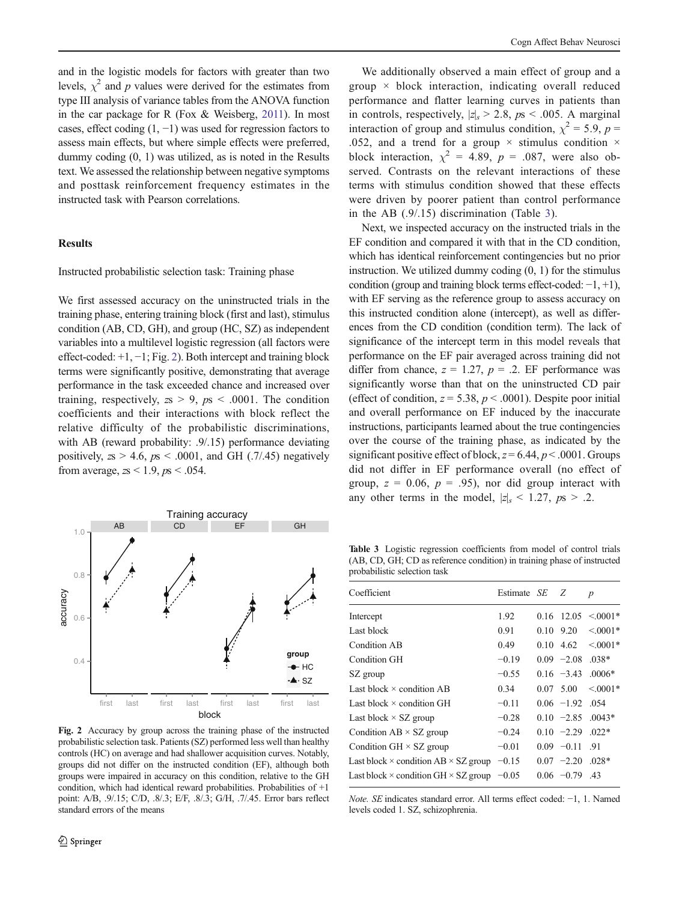and in the logistic models for factors with greater than two levels, $\chi^2$ and $p$ values were derived for the estimates from type III analysis of variance tables from the ANOVA function in the car package for R (Fox & Weisberg, 2011). In most cases, effect coding (1, −1) was used for regression factors to assess main effects, but where simple effects were preferred, dummy coding (0, 1) was utilized, as is noted in the Results text. We assessed the relationship between negative symptoms and posttask reinforcement frequency estimates in the instructed task with Pearson correlations.

## Results

### Instructed probabilistic selection task: Training phase

We first assessed accuracy on the uninstructed trials in the training phase, entering training block (first and last), stimulus condition (AB, CD, GH), and group (HC, SZ) as independent variables into a multilevel logistic regression (all factors were effect-coded: +1, −1; Fig. 2). Both intercept and training block terms were significantly positive, demonstrating that average performance in the task exceeded chance and increased over training, respectively, $z\text{s} > 9$, $p\text{s} < .0001$. The condition coefficients and their interactions with block reflect the relative difficulty of the probabilistic discriminations, with AB (reward probability: .9/.15) performance deviating positively, $z\text{s} > 4.6$, $p\text{s} < .0001$, and GH (.7/.45) negatively from average, $z\text{s} < 1.9$, $p\text{s} < .054$.

**Fig. 2** Accuracy by group across the training phase of the instructed probabilistic selection task. Patients (SZ) performed less well than healthy controls (HC) on average and had shallower acquisition curves. Notably, groups did not differ on the instructed condition (EF), although both groups were impaired in accuracy on this condition, relative to the GH condition, which had identical reward probabilities. Probabilities of +1 point: A/B, .9/.15; C/D, .8/.3; E/F, .8/.3; G/H, .7/.45. Error bars reflect standard errors of the means

We additionally observed a main effect of group and a group × block interaction, indicating overall reduced performance and flatter learning curves in patients than in controls, respectively, $|z|_s > 2.8$, $p\text{s} < .005$. A marginal interaction of group and stimulus condition, $\chi^2 = 5.9$, $p = .052$, and a trend for a group × stimulus condition × block interaction, $\chi^2 = 4.89$, $p = .087$, were also observed. Contrasts on the relevant interactions of these terms with stimulus condition showed that these effects were driven by poorer patient than control performance in the AB (.9/.15) discrimination (Table 3).

Next, we inspected accuracy on the instructed trials in the EF condition and compared it with that in the CD condition, which has identical reinforcement contingencies but no prior instruction. We utilized dummy coding (0, 1) for the stimulus condition (group and training block terms effect-coded: −1, +1), with EF serving as the reference group to assess accuracy on this instructed condition alone (intercept), as well as differences from the CD condition (condition term). The lack of significance of the intercept term in this model reveals that performance on the EF pair averaged across training did not differ from chance, $z = 1.27$, $p = .2$. EF performance was significantly worse than that on the uninstructed CD pair (effect of condition, $z = 5.38$, $p < .0001$). Despite poor initial and overall performance on EF induced by the inaccurate instructions, participants learned about the true contingencies over the course of the training phase, as indicated by the significant positive effect of block, $z = 6.44$, $p < .0001$. Groups did not differ in EF performance overall (no effect of group, $z = 0.06$, $p = .95$), nor did group interact with any other terms in the model, $|z|_s < 1.27$, $p\text{s} > .2$.

**Table 3** Logistic regression coefficients from model of control trials (AB, CD, GH; CD as reference condition) in training phase of instructed probabilistic selection task

| Coefficient | Estimate | *SE* | *Z* | *p* |
|---|---|---|---|---|
| Intercept | 1.92 | 0.16 | 12.05 | <.0001* |
| Last block | 0.91 | 0.10 | 9.20 | <.0001* |
| Condition AB | 0.49 | 0.10 | 4.62 | <.0001* |
| Condition GH | −0.19 | 0.09 | −2.08 | .038* |
| SZ group | −0.55 | 0.16 | −3.43 | .0006* |
| Last block × condition AB | 0.34 | 0.07 | 5.00 | <.0001* |
| Last block × condition GH | −0.11 | 0.06 | −1.92 | .054 |
| Last block × SZ group | −0.28 | 0.10 | −2.85 | .0043* |
| Condition AB × SZ group | −0.24 | 0.10 | −2.29 | .022* |
| Condition GH × SZ group | −0.01 | 0.09 | −0.11 | .91 |
| Last block × condition AB × SZ group | −0.15 | 0.07 | −2.20 | .028* |
| Last block × condition GH × SZ group | −0.05 | 0.06 | −0.79 | .43 |

*Note. SE* indicates standard error. All terms effect coded: −1, 1. Named levels coded 1. SZ, schizophrenia.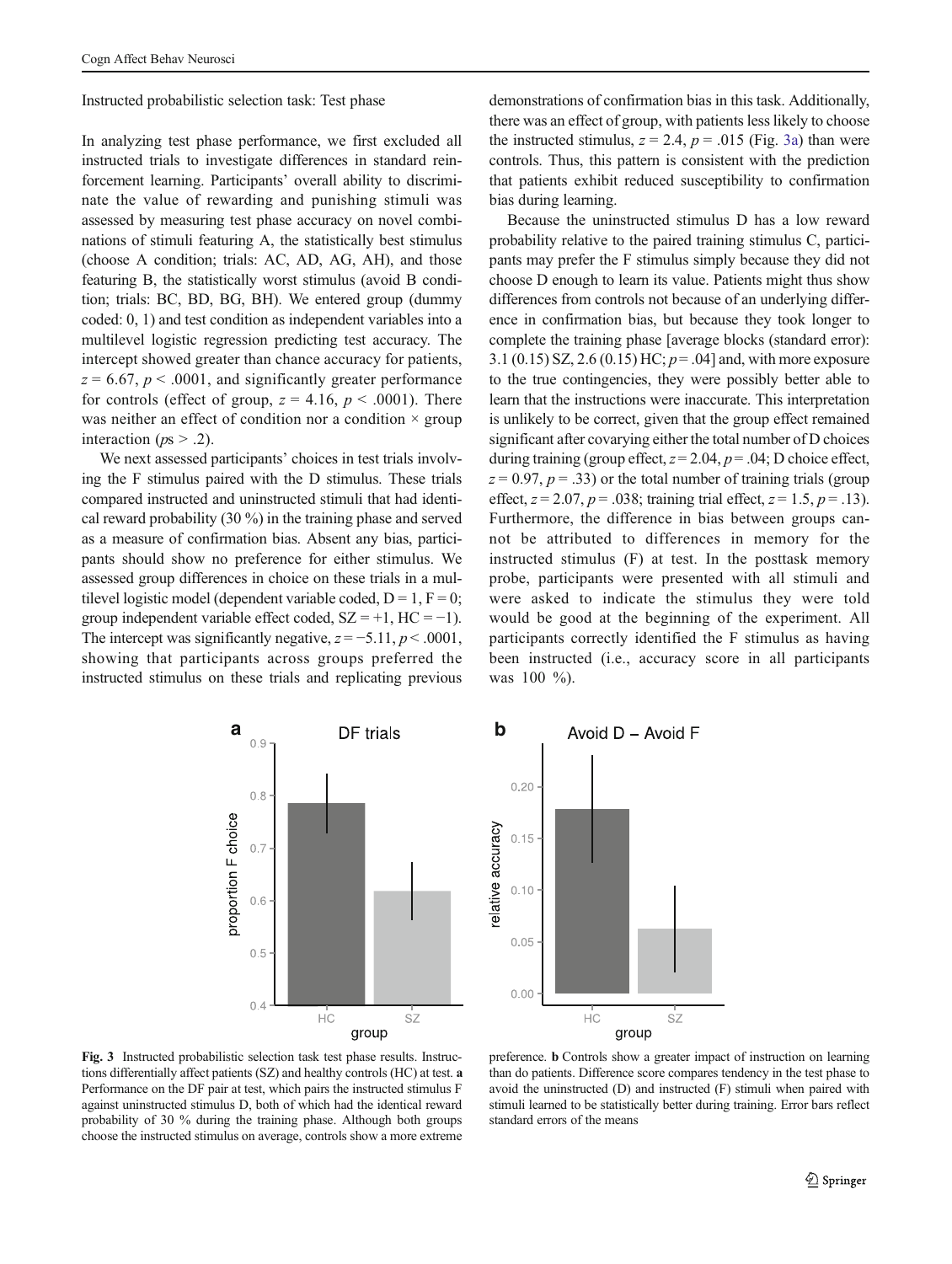Instructed probabilistic selection task: Test phase

In analyzing test phase performance, we first excluded all instructed trials to investigate differences in standard reinforcement learning. Participants' overall ability to discriminate the value of rewarding and punishing stimuli was assessed by measuring test phase accuracy on novel combinations of stimuli featuring A, the statistically best stimulus (choose A condition; trials: AC, AD, AG, AH), and those featuring B, the statistically worst stimulus (avoid B condition; trials: BC, BD, BG, BH). We entered group (dummy coded: 0, 1) and test condition as independent variables into a multilevel logistic regression predicting test accuracy. The intercept showed greater than chance accuracy for patients, $z = 6.67$, $p < .0001$, and significantly greater performance for controls (effect of group, $z = 4.16$, $p < .0001$). There was neither an effect of condition nor a condition × group interaction ($p$s > .2).

We next assessed participants' choices in test trials involving the F stimulus paired with the D stimulus. These trials compared instructed and uninstructed stimuli that had identical reward probability (30 %) in the training phase and served as a measure of confirmation bias. Absent any bias, participants should show no preference for either stimulus. We assessed group differences in choice on these trials in a multilevel logistic model (dependent variable coded, D = 1, F = 0; group independent variable effect coded, SZ = +1, HC = −1). The intercept was significantly negative, $z = -5.11$, $p < .0001$, showing that participants across groups preferred the instructed stimulus on these trials and replicating previous demonstrations of confirmation bias in this task. Additionally, there was an effect of group, with patients less likely to choose the instructed stimulus, $z = 2.4$, $p = .015$ (Fig. 3a) than were controls. Thus, this pattern is consistent with the prediction that patients exhibit reduced susceptibility to confirmation bias during learning.

Because the uninstructed stimulus D has a low reward probability relative to the paired training stimulus C, participants may prefer the F stimulus simply because they did not choose D enough to learn its value. Patients might thus show differences from controls not because of an underlying difference in confirmation bias, but because they took longer to complete the training phase [average blocks (standard error): 3.1 (0.15) SZ, 2.6 (0.15) HC; $p = .04$] and, with more exposure to the true contingencies, they were possibly better able to learn that the instructions were inaccurate. This interpretation is unlikely to be correct, given that the group effect remained significant after covarying either the total number of D choices during training (group effect, $z = 2.04$, $p = .04$; D choice effect, $z = 0.97$, $p = .33$) or the total number of training trials (group effect, $z = 2.07$, $p = .038$; training trial effect, $z = 1.5$, $p = .13$). Furthermore, the difference in bias between groups cannot be attributed to differences in memory for the instructed stimulus (F) at test. In the posttask memory probe, participants were presented with all stimuli and were asked to indicate the stimulus they were told would be good at the beginning of the experiment. All participants correctly identified the F stimulus as having been instructed (i.e., accuracy score in all participants was 100 %).

**Fig. 3** Instructed probabilistic selection task test phase results. Instructions differentially affect patients (SZ) and healthy controls (HC) at test. **a** Performance on the DF pair at test, which pairs the instructed stimulus F against uninstructed stimulus D, both of which had the identical reward probability of 30 % during the training phase. Although both groups choose the instructed stimulus on average, controls show a more extreme preference. **b** Controls show a greater impact of instruction on learning than do patients. Difference score compares tendency in the test phase to avoid the uninstructed (D) and instructed (F) stimuli when paired with stimuli learned to be statistically better during training. Error bars reflect standard errors of the means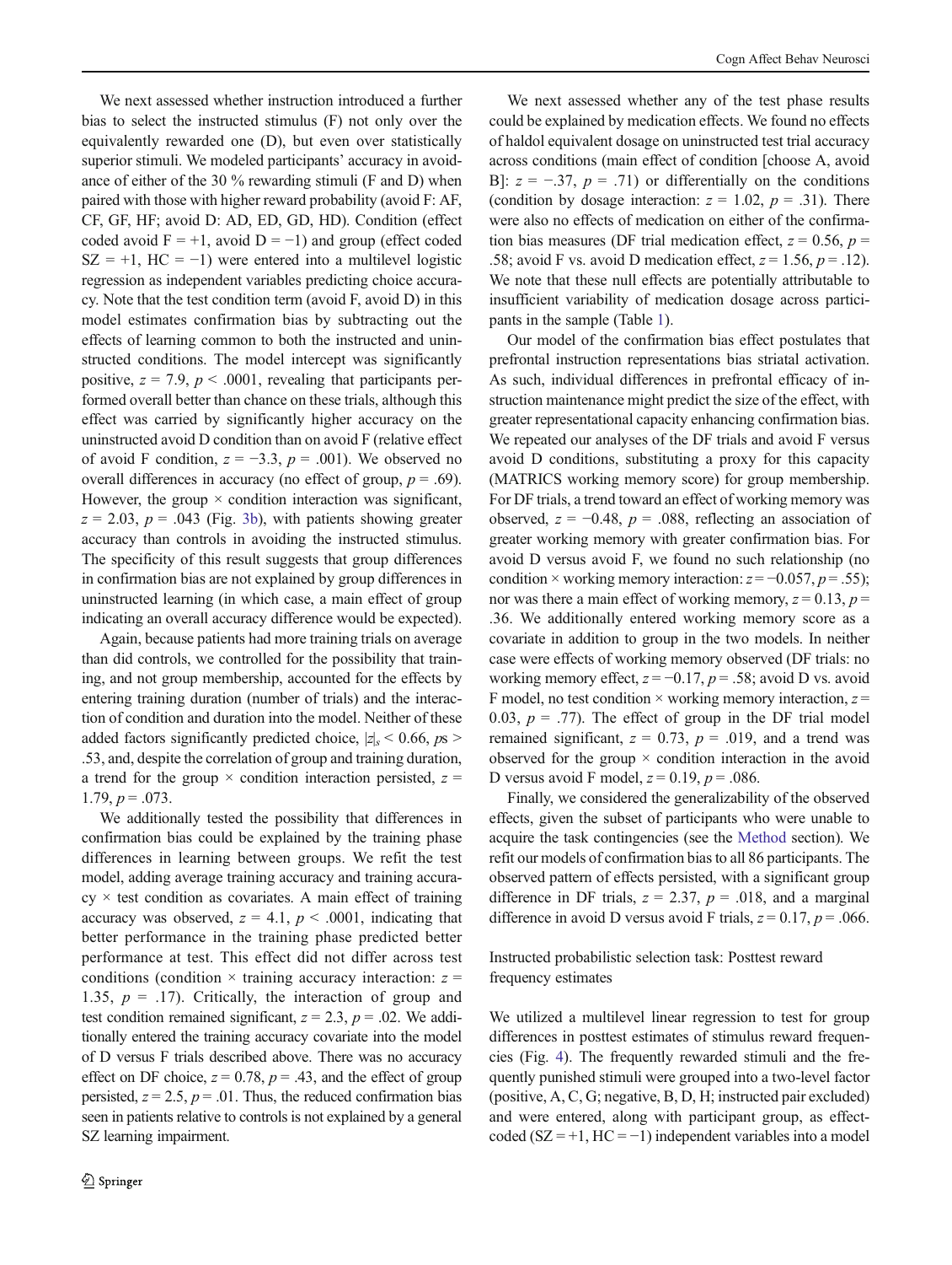We next assessed whether instruction introduced a further bias to select the instructed stimulus (F) not only over the equivalently rewarded one (D), but even over statistically superior stimuli. We modeled participants' accuracy in avoidance of either of the 30 % rewarding stimuli (F and D) when paired with those with higher reward probability (avoid F: AF, CF, GF, HF; avoid D: AD, ED, GD, HD). Condition (effect coded avoid F = +1, avoid D = −1) and group (effect coded SZ = +1, HC = −1) were entered into a multilevel logistic regression as independent variables predicting choice accuracy. Note that the test condition term (avoid F, avoid D) in this model estimates confirmation bias by subtracting out the effects of learning common to both the instructed and uninstructed conditions. The model intercept was significantly positive, $z = 7.9$, $p < .0001$, revealing that participants performed overall better than chance on these trials, although this effect was carried by significantly higher accuracy on the uninstructed avoid D condition than on avoid F (relative effect of avoid F condition, $z = −3.3$, $p = .001$). We observed no overall differences in accuracy (no effect of group, $p = .69$). However, the group × condition interaction was significant, $z = 2.03$, $p = .043$ (Fig. 3b), with patients showing greater accuracy than controls in avoiding the instructed stimulus. The specificity of this result suggests that group differences in confirmation bias are not explained by group differences in uninstructed learning (in which case, a main effect of group indicating an overall accuracy difference would be expected).

Again, because patients had more training trials on average than did controls, we controlled for the possibility that training, and not group membership, accounted for the effects by entering training duration (number of trials) and the interaction of condition and duration into the model. Neither of these added factors significantly predicted choice, $|z|_s < 0.66$, $p$s > .53, and, despite the correlation of group and training duration, a trend for the group × condition interaction persisted, $z = 1.79$, $p = .073$.

We additionally tested the possibility that differences in confirmation bias could be explained by the training phase differences in learning between groups. We refit the test model, adding average training accuracy and training accuracy × test condition as covariates. A main effect of training accuracy was observed, $z = 4.1$, $p < .0001$, indicating that better performance in the training phase predicted better performance at test. This effect did not differ across test conditions (condition × training accuracy interaction: $z = 1.35$, $p = .17$). Critically, the interaction of group and test condition remained significant, $z = 2.3$, $p = .02$. We additionally entered the training accuracy covariate into the model of D versus F trials described above. There was no accuracy effect on DF choice, $z = 0.78$, $p = .43$, and the effect of group persisted, $z = 2.5$, $p = .01$. Thus, the reduced confirmation bias seen in patients relative to controls is not explained by a general SZ learning impairment.

We next assessed whether any of the test phase results could be explained by medication effects. We found no effects of haldol equivalent dosage on uninstructed test trial accuracy across conditions (main effect of condition [choose A, avoid B]: $z = −.37$, $p = .71$) or differentially on the conditions (condition by dosage interaction: $z = 1.02$, $p = .31$). There were also no effects of medication on either of the confirmation bias measures (DF trial medication effect, $z = 0.56$, $p = .58$; avoid F vs. avoid D medication effect, $z = 1.56$, $p = .12$). We note that these null effects are potentially attributable to insufficient variability of medication dosage across participants in the sample (Table 1).

Our model of the confirmation bias effect postulates that prefrontal instruction representations bias striatal activation. As such, individual differences in prefrontal efficacy of instruction maintenance might predict the size of the effect, with greater representational capacity enhancing confirmation bias. We repeated our analyses of the DF trials and avoid F versus avoid D conditions, substituting a proxy for this capacity (MATRICS working memory score) for group membership. For DF trials, a trend toward an effect of working memory was observed, $z = −0.48$, $p = .088$, reflecting an association of greater working memory with greater confirmation bias. For avoid D versus avoid F, we found no such relationship (no condition × working memory interaction: $z = −0.057$, $p = .55$); nor was there a main effect of working memory, $z = 0.13$, $p = .36$. We additionally entered working memory score as a covariate in addition to group in the two models. In neither case were effects of working memory observed (DF trials: no working memory effect, $z = −0.17$, $p = .58$; avoid D vs. avoid F model, no test condition × working memory interaction, $z = 0.03$, $p = .77$). The effect of group in the DF trial model remained significant, $z = 0.73$, $p = .019$, and a trend was observed for the group × condition interaction in the avoid D versus avoid F model, $z = 0.19$, $p = .086$.

Finally, we considered the generalizability of the observed effects, given the subset of participants who were unable to acquire the task contingencies (see the Method section). We refit our models of confirmation bias to all 86 participants. The observed pattern of effects persisted, with a significant group difference in DF trials, $z = 2.37$, $p = .018$, and a marginal difference in avoid D versus avoid F trials, $z = 0.17$, $p = .066$.

### Instructed probabilistic selection task: Posttest reward frequency estimates

We utilized a multilevel linear regression to test for group differences in posttest estimates of stimulus reward frequencies (Fig. 4). The frequently rewarded stimuli and the frequently punished stimuli were grouped into a two-level factor (positive, A, C, G; negative, B, D, H; instructed pair excluded) and were entered, along with participant group, as effect-coded (SZ = +1, HC = −1) independent variables into a model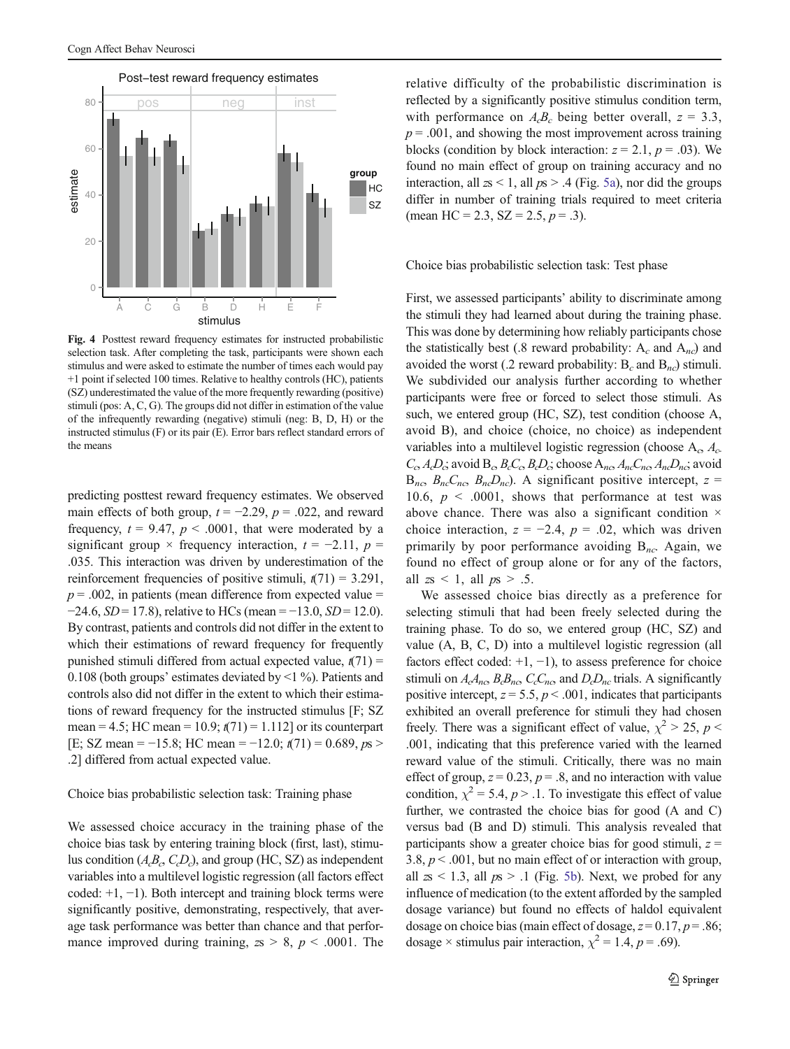Fig. 4 Posttest reward frequency estimates for instructed probabilistic selection task. After completing the task, participants were shown each stimulus and were asked to estimate the number of times each would pay +1 point if selected 100 times. Relative to healthy controls (HC), patients (SZ) underestimated the value of the more frequently rewarding (positive) stimuli (pos: A, C, G). The groups did not differ in estimation of the value of the infrequently rewarding (negative) stimuli (neg: B, D, H) or the instructed stimulus (F) or its pair (E). Error bars reflect standard errors of the means

predicting posttest reward frequency estimates. We observed main effects of both group, $t = -2.29$, $p = .022$, and reward frequency, $t = 9.47$, $p < .0001$, that were moderated by a significant group × frequency interaction, $t = -2.11$, $p = .035$. This interaction was driven by underestimation of the reinforcement frequencies of positive stimuli, $t(71) = 3.291$, $p = .002$, in patients (mean difference from expected value = −24.6, $SD = 17.8$), relative to HCs (mean = −13.0, $SD = 12.0$). By contrast, patients and controls did not differ in the extent to which their estimations of reward frequency for frequently punished stimuli differed from actual expected value, $t(71) = 0.108$ (both groups' estimates deviated by <1 %). Patients and controls also did not differ in the extent to which their estimations of reward frequency for the instructed stimulus [F; SZ mean = 4.5; HC mean = 10.9; $t(71) = 1.112$] or its counterpart [E; SZ mean = −15.8; HC mean = −12.0; $t(71) = 0.689$, $ps > .2$] differed from actual expected value.

## Choice bias probabilistic selection task: Training phase

We assessed choice accuracy in the training phase of the choice bias task by entering training block (first, last), stimulus condition ($A_cB_c$, $C_cD_c$), and group (HC, SZ) as independent variables into a multilevel logistic regression (all factors effect coded: +1, −1). Both intercept and training block terms were significantly positive, demonstrating, respectively, that average task performance was better than chance and that performance improved during training, $zs > 8$, $p < .0001$. The relative difficulty of the probabilistic discrimination is reflected by a significantly positive stimulus condition term, with performance on $A_cB_c$ being better overall, $z = 3.3$, $p = .001$, and showing the most improvement across training blocks (condition by block interaction: $z = 2.1$, $p = .03$). We found no main effect of group on training accuracy and no interaction, all $zs < 1$, all $ps > .4$ (Fig. 5a), nor did the groups differ in number of training trials required to meet criteria (mean HC = 2.3, SZ = 2.5, $p = .3$).

## Choice bias probabilistic selection task: Test phase

First, we assessed participants' ability to discriminate among the stimuli they had learned about during the training phase. This was done by determining how reliably participants chose the statistically best (.8 reward probability: $A_c$ and $A_{nc}$) and avoided the worst (.2 reward probability: $B_c$ and $B_{nc}$) stimuli. We subdivided our analysis further according to whether participants were free or forced to select those stimuli. As such, we entered group (HC, SZ), test condition (choose A, avoid B), and choice (choice, no choice) as independent variables into a multilevel logistic regression (choose $A_c$, $A_cC_c$, $A_cD_c$; avoid $B_c$, $B_cC_c$, $B_cD_c$; choose $A_{nc}$, $A_{nc}C_{nc}$, $A_{nc}D_{nc}$; avoid $B_{nc}$, $B_{nc}C_{nc}$, $B_{nc}D_{nc}$). A significant positive intercept, $z = 10.6$, $p < .0001$, shows that performance at test was above chance. There was also a significant condition × choice interaction, $z = -2.4$, $p = .02$, which was driven primarily by poor performance avoiding $B_{nc}$. Again, we found no effect of group alone or for any of the factors, all $zs < 1$, all $ps > .5$.

We assessed choice bias directly as a preference for selecting stimuli that had been freely selected during the training phase. To do so, we entered group (HC, SZ) and value (A, B, C, D) into a multilevel logistic regression (all factors effect coded: +1, −1), to assess preference for choice stimuli on $A_cA_{nc}$, $B_cB_{nc}$, $C_cC_{nc}$, and $D_cD_{nc}$ trials. A significantly positive intercept, $z = 5.5$, $p < .001$, indicates that participants exhibited an overall preference for stimuli they had chosen freely. There was a significant effect of value, $\chi^2 > 25$, $p < .001$, indicating that this preference varied with the learned reward value of the stimuli. Critically, there was no main effect of group, $z = 0.23$, $p = .8$, and no interaction with value condition, $\chi^2 = 5.4$, $p > .1$. To investigate this effect of value further, we contrasted the choice bias for good (A and C) versus bad (B and D) stimuli. This analysis revealed that participants show a greater choice bias for good stimuli, $z = 3.8$, $p < .001$, but no main effect of or interaction with group, all $zs < 1.3$, all $ps > .1$ (Fig. 5b). Next, we probed for any influence of medication (to the extent afforded by the sampled dosage variance) but found no effects of haldol equivalent dosage on choice bias (main effect of dosage, $z = 0.17$, $p = .86$; dosage × stimulus pair interaction, $\chi^2 = 1.4$, $p = .69$).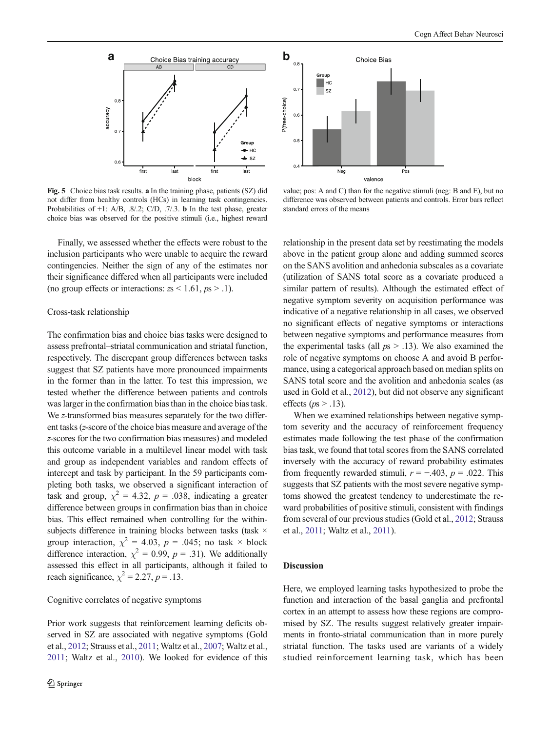**Fig. 5** Choice bias task results. **a** In the training phase, patients (SZ) did not differ from healthy controls (HCs) in learning task contingencies. Probabilities of +1: A/B, .8/.2; C/D, .7/.3. **b** In the test phase, greater choice bias was observed for the positive stimuli (i.e., highest reward value; pos: A and C) than for the negative stimuli (neg: B and E), but no difference was observed between patients and controls. Error bars reflect standard errors of the means

Finally, we assessed whether the effects were robust to the inclusion participants who were unable to acquire the reward contingencies. Neither the sign of any of the estimates nor their significance differed when all participants were included (no group effects or interactions: $zs < 1.61$, $ps > .1$).

### Cross-task relationship

The confirmation bias and choice bias tasks were designed to assess prefrontal–striatal communication and striatal function, respectively. The discrepant group differences between tasks suggest that SZ patients have more pronounced impairments in the former than in the latter. To test this impression, we tested whether the difference between patients and controls was larger in the confirmation bias than in the choice bias task. We *z*-transformed bias measures separately for the two different tasks (*z*-score of the choice bias measure and average of the *z*-scores for the two confirmation bias measures) and modeled this outcome variable in a multilevel linear model with task and group as independent variables and random effects of intercept and task by participant. In the 59 participants completing both tasks, we observed a significant interaction of task and group, $\chi^2 = 4.32$, $p = .038$, indicating a greater difference between groups in confirmation bias than in choice bias. This effect remained when controlling for the within-subjects difference in training blocks between tasks (task × group interaction, $\chi^2 = 4.03$, $p = .045$; no task × block difference interaction, $\chi^2 = 0.99$, $p = .31$). We additionally assessed this effect in all participants, although it failed to reach significance, $\chi^2 = 2.27$, $p = .13$.

### Cognitive correlates of negative symptoms

Prior work suggests that reinforcement learning deficits observed in SZ are associated with negative symptoms (Gold et al., 2012; Strauss et al., 2011; Waltz et al., 2007; Waltz et al., 2011; Waltz et al., 2010). We looked for evidence of this relationship in the present data set by reestimating the models above in the patient group alone and adding summed scores on the SANS avolition and anhedonia subscales as a covariate (utilization of SANS total score as a covariate produced a similar pattern of results). Although the estimated effect of negative symptom severity on acquisition performance was indicative of a negative relationship in all cases, we observed no significant effects of negative symptoms or interactions between negative symptoms and performance measures from the experimental tasks (all $ps > .13$). We also examined the role of negative symptoms on choose A and avoid B performance, using a categorical approach based on median splits on SANS total score and the avolition and anhedonia scales (as used in Gold et al., 2012), but did not observe any significant effects ($ps > .13$).

When we examined relationships between negative symptom severity and the accuracy of reinforcement frequency estimates made following the test phase of the confirmation bias task, we found that total scores from the SANS correlated inversely with the accuracy of reward probability estimates from frequently rewarded stimuli, $r = -.403$, $p = .022$. This suggests that SZ patients with the most severe negative symptoms showed the greatest tendency to underestimate the reward probabilities of positive stimuli, consistent with findings from several of our previous studies (Gold et al., 2012; Strauss et al., 2011; Waltz et al., 2011).

## Discussion

Here, we employed learning tasks hypothesized to probe the function and interaction of the basal ganglia and prefrontal cortex in an attempt to assess how these regions are compromised by SZ. The results suggest relatively greater impairments in fronto-striatal communication than in more purely striatal function. The tasks used are variants of a widely studied reinforcement learning task, which has been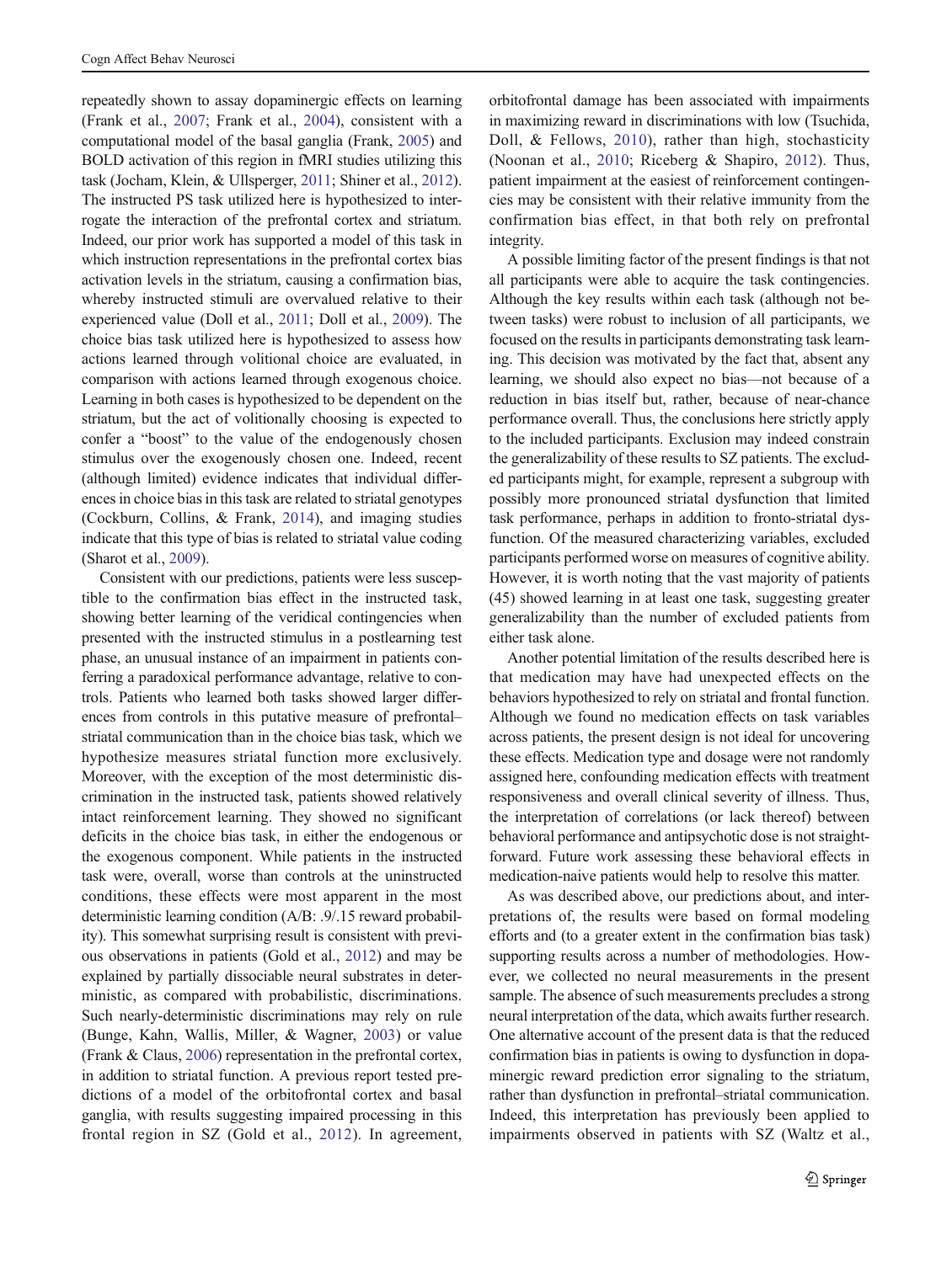repeatedly shown to assay dopaminergic effects on learning (Frank et al., 2007; Frank et al., 2004), consistent with a computational model of the basal ganglia (Frank, 2005) and BOLD activation of this region in fMRI studies utilizing this task (Jocham, Klein, & Ullsperger, 2011; Shiner et al., 2012). The instructed PS task utilized here is hypothesized to interrogate the interaction of the prefrontal cortex and striatum. Indeed, our prior work has supported a model of this task in which instruction representations in the prefrontal cortex bias activation levels in the striatum, causing a confirmation bias, whereby instructed stimuli are overvalued relative to their experienced value (Doll et al., 2011; Doll et al., 2009). The choice bias task utilized here is hypothesized to assess how actions learned through volitional choice are evaluated, in comparison with actions learned through exogenous choice. Learning in both cases is hypothesized to be dependent on the striatum, but the act of volitionally choosing is expected to confer a "boost" to the value of the endogenously chosen stimulus over the exogenously chosen one. Indeed, recent (although limited) evidence indicates that individual differences in choice bias in this task are related to striatal genotypes (Cockburn, Collins, & Frank, 2014), and imaging studies indicate that this type of bias is related to striatal value coding (Sharot et al., 2009).

Consistent with our predictions, patients were less susceptible to the confirmation bias effect in the instructed task, showing better learning of the veridical contingencies when presented with the instructed stimulus in a postlearning test phase, an unusual instance of an impairment in patients conferring a paradoxical performance advantage, relative to controls. Patients who learned both tasks showed larger differences from controls in this putative measure of prefrontal–striatal communication than in the choice bias task, which we hypothesize measures striatal function more exclusively. Moreover, with the exception of the most deterministic discrimination in the instructed task, patients showed relatively intact reinforcement learning. They showed no significant deficits in the choice bias task, in either the endogenous or the exogenous component. While patients in the instructed task were, overall, worse than controls at the uninstructed conditions, these effects were most apparent in the most deterministic learning condition (A/B: .9/.15 reward probability). This somewhat surprising result is consistent with previous observations in patients (Gold et al., 2012) and may be explained by partially dissociable neural substrates in deterministic, as compared with probabilistic, discriminations. Such nearly-deterministic discriminations may rely on rule (Bunge, Kahn, Wallis, Miller, & Wagner, 2003) or value (Frank & Claus, 2006) representation in the prefrontal cortex, in addition to striatal function. A previous report tested predictions of a model of the orbitofrontal cortex and basal ganglia, with results suggesting impaired processing in this frontal region in SZ (Gold et al., 2012). In agreement, orbitofrontal damage has been associated with impairments in maximizing reward in discriminations with low (Tsuchida, Doll, & Fellows, 2010), rather than high, stochasticity (Noonan et al., 2010; Riceberg & Shapiro, 2012). Thus, patient impairment at the easiest of reinforcement contingencies may be consistent with their relative immunity from the confirmation bias effect, in that both rely on prefrontal integrity.

A possible limiting factor of the present findings is that not all participants were able to acquire the task contingencies. Although the key results within each task (although not between tasks) were robust to inclusion of all participants, we focused on the results in participants demonstrating task learning. This decision was motivated by the fact that, absent any learning, we should also expect no bias—not because of a reduction in bias itself but, rather, because of near-chance performance overall. Thus, the conclusions here strictly apply to the included participants. Exclusion may indeed constrain the generalizability of these results to SZ patients. The excluded participants might, for example, represent a subgroup with possibly more pronounced striatal dysfunction that limited task performance, perhaps in addition to fronto-striatal dysfunction. Of the measured characterizing variables, excluded participants performed worse on measures of cognitive ability. However, it is worth noting that the vast majority of patients (45) showed learning in at least one task, suggesting greater generalizability than the number of excluded patients from either task alone.

Another potential limitation of the results described here is that medication may have had unexpected effects on the behaviors hypothesized to rely on striatal and frontal function. Although we found no medication effects on task variables across patients, the present design is not ideal for uncovering these effects. Medication type and dosage were not randomly assigned here, confounding medication effects with treatment responsiveness and overall clinical severity of illness. Thus, the interpretation of correlations (or lack thereof) between behavioral performance and antipsychotic dose is not straightforward. Future work assessing these behavioral effects in medication-naive patients would help to resolve this matter.

As was described above, our predictions about, and interpretations of, the results were based on formal modeling efforts and (to a greater extent in the confirmation bias task) supporting results across a number of methodologies. However, we collected no neural measurements in the present sample. The absence of such measurements precludes a strong neural interpretation of the data, which awaits further research. One alternative account of the present data is that the reduced confirmation bias in patients is owing to dysfunction in dopaminergic reward prediction error signaling to the striatum, rather than dysfunction in prefrontal–striatal communication. Indeed, this interpretation has previously been applied to impairments observed in patients with SZ (Waltz et al.,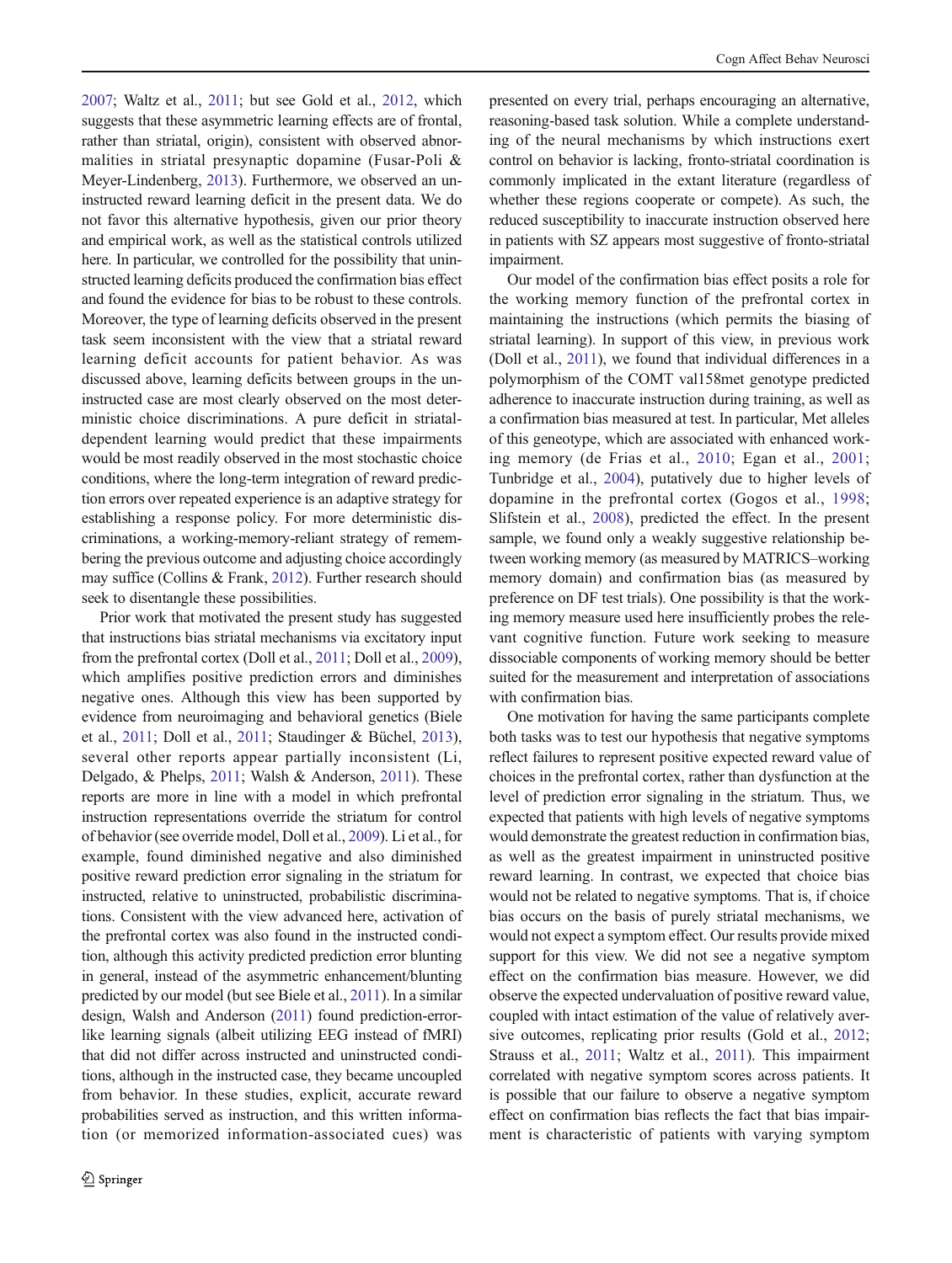2007; Waltz et al., 2011; but see Gold et al., 2012, which suggests that these asymmetric learning effects are of frontal, rather than striatal, origin), consistent with observed abnormalities in striatal presynaptic dopamine (Fusar-Poli & Meyer-Lindenberg, 2013). Furthermore, we observed an uninstructed reward learning deficit in the present data. We do not favor this alternative hypothesis, given our prior theory and empirical work, as well as the statistical controls utilized here. In particular, we controlled for the possibility that uninstructed learning deficits produced the confirmation bias effect and found the evidence for bias to be robust to these controls. Moreover, the type of learning deficits observed in the present task seem inconsistent with the view that a striatal reward learning deficit accounts for patient behavior. As was discussed above, learning deficits between groups in the uninstructed case are most clearly observed on the most deterministic choice discriminations. A pure deficit in striatal-dependent learning would predict that these impairments would be most readily observed in the most stochastic choice conditions, where the long-term integration of reward prediction errors over repeated experience is an adaptive strategy for establishing a response policy. For more deterministic discriminations, a working-memory-reliant strategy of remembering the previous outcome and adjusting choice accordingly may suffice (Collins & Frank, 2012). Further research should seek to disentangle these possibilities.

Prior work that motivated the present study has suggested that instructions bias striatal mechanisms via excitatory input from the prefrontal cortex (Doll et al., 2011; Doll et al., 2009), which amplifies positive prediction errors and diminishes negative ones. Although this view has been supported by evidence from neuroimaging and behavioral genetics (Biele et al., 2011; Doll et al., 2011; Staudinger & Büchel, 2013), several other reports appear partially inconsistent (Li, Delgado, & Phelps, 2011; Walsh & Anderson, 2011). These reports are more in line with a model in which prefrontal instruction representations override the striatum for control of behavior (see override model, Doll et al., 2009). Li et al., for example, found diminished negative and also diminished positive reward prediction error signaling in the striatum for instructed, relative to uninstructed, probabilistic discriminations. Consistent with the view advanced here, activation of the prefrontal cortex was also found in the instructed condition, although this activity predicted prediction error blunting in general, instead of the asymmetric enhancement/blunting predicted by our model (but see Biele et al., 2011). In a similar design, Walsh and Anderson (2011) found prediction-error-like learning signals (albeit utilizing EEG instead of fMRI) that did not differ across instructed and uninstructed conditions, although in the instructed case, they became uncoupled from behavior. In these studies, explicit, accurate reward probabilities served as instruction, and this written information (or memorized information-associated cues) was presented on every trial, perhaps encouraging an alternative, reasoning-based task solution. While a complete understanding of the neural mechanisms by which instructions exert control on behavior is lacking, fronto-striatal coordination is commonly implicated in the extant literature (regardless of whether these regions cooperate or compete). As such, the reduced susceptibility to inaccurate instruction observed here in patients with SZ appears most suggestive of fronto-striatal impairment.

Our model of the confirmation bias effect posits a role for the working memory function of the prefrontal cortex in maintaining the instructions (which permits the biasing of striatal learning). In support of this view, in previous work (Doll et al., 2011), we found that individual differences in a polymorphism of the COMT val158met genotype predicted adherence to inaccurate instruction during training, as well as a confirmation bias measured at test. In particular, Met alleles of this geneotype, which are associated with enhanced working memory (de Frias et al., 2010; Egan et al., 2001; Tunbridge et al., 2004), putatively due to higher levels of dopamine in the prefrontal cortex (Gogos et al., 1998; Slifstein et al., 2008), predicted the effect. In the present sample, we found only a weakly suggestive relationship between working memory (as measured by MATRICS–working memory domain) and confirmation bias (as measured by preference on DF test trials). One possibility is that the working memory measure used here insufficiently probes the relevant cognitive function. Future work seeking to measure dissociable components of working memory should be better suited for the measurement and interpretation of associations with confirmation bias.

One motivation for having the same participants complete both tasks was to test our hypothesis that negative symptoms reflect failures to represent positive expected reward value of choices in the prefrontal cortex, rather than dysfunction at the level of prediction error signaling in the striatum. Thus, we expected that patients with high levels of negative symptoms would demonstrate the greatest reduction in confirmation bias, as well as the greatest impairment in uninstructed positive reward learning. In contrast, we expected that choice bias would not be related to negative symptoms. That is, if choice bias occurs on the basis of purely striatal mechanisms, we would not expect a symptom effect. Our results provide mixed support for this view. We did not see a negative symptom effect on the confirmation bias measure. However, we did observe the expected undervaluation of positive reward value, coupled with intact estimation of the value of relatively aversive outcomes, replicating prior results (Gold et al., 2012; Strauss et al., 2011; Waltz et al., 2011). This impairment correlated with negative symptom scores across patients. It is possible that our failure to observe a negative symptom effect on confirmation bias reflects the fact that bias impairment is characteristic of patients with varying symptom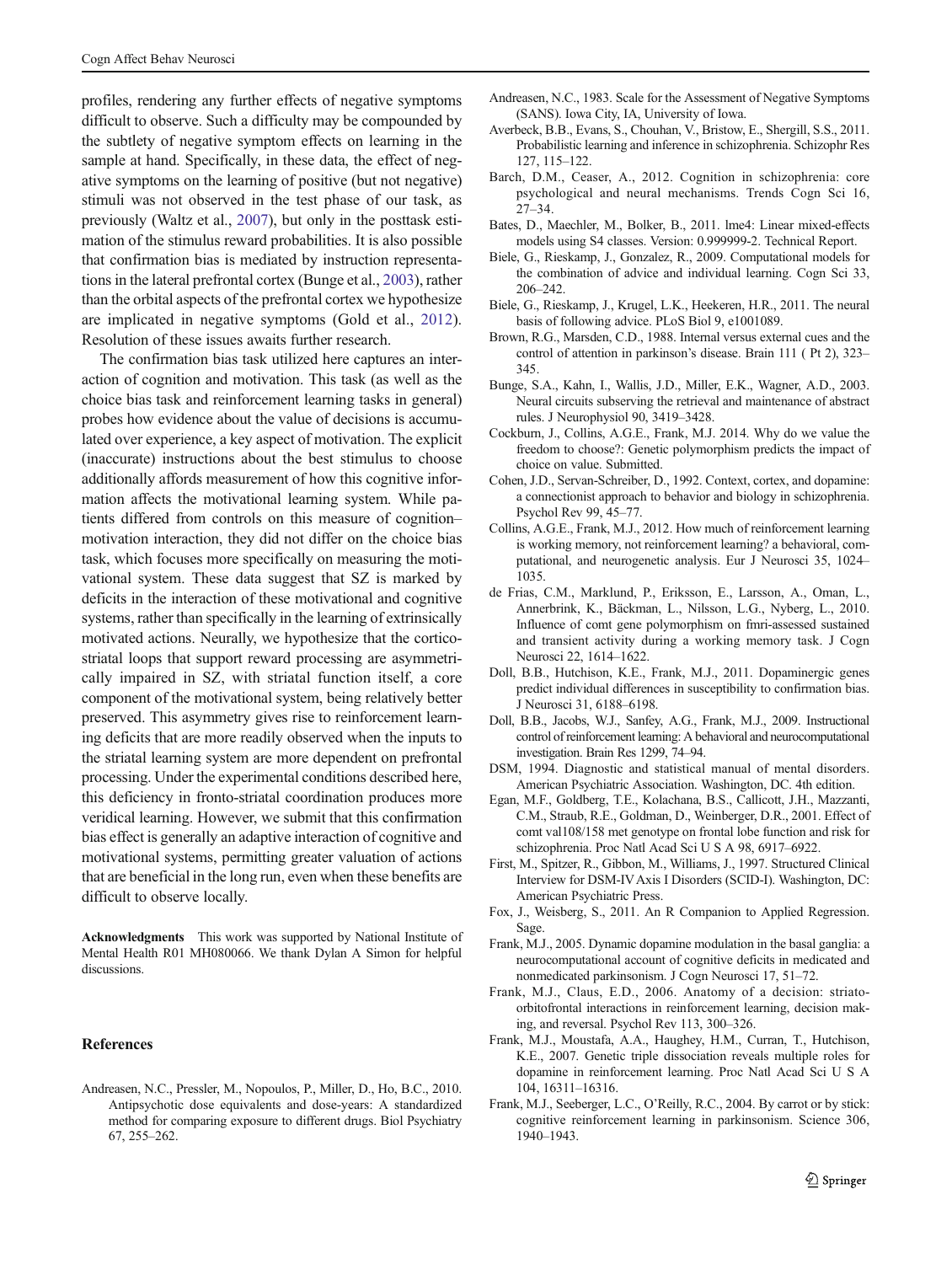profiles, rendering any further effects of negative symptoms difficult to observe. Such a difficulty may be compounded by the subtlety of negative symptom effects on learning in the sample at hand. Specifically, in these data, the effect of negative symptoms on the learning of positive (but not negative) stimuli was not observed in the test phase of our task, as previously (Waltz et al., 2007), but only in the posttask estimation of the stimulus reward probabilities. It is also possible that confirmation bias is mediated by instruction representations in the lateral prefrontal cortex (Bunge et al., 2003), rather than the orbital aspects of the prefrontal cortex we hypothesize are implicated in negative symptoms (Gold et al., 2012). Resolution of these issues awaits further research.

The confirmation bias task utilized here captures an interaction of cognition and motivation. This task (as well as the choice bias task and reinforcement learning tasks in general) probes how evidence about the value of decisions is accumulated over experience, a key aspect of motivation. The explicit (inaccurate) instructions about the best stimulus to choose additionally affords measurement of how this cognitive information affects the motivational learning system. While patients differed from controls on this measure of cognition–motivation interaction, they did not differ on the choice bias task, which focuses more specifically on measuring the motivational system. These data suggest that SZ is marked by deficits in the interaction of these motivational and cognitive systems, rather than specifically in the learning of extrinsically motivated actions. Neurally, we hypothesize that the corticostriatal loops that support reward processing are asymmetrically impaired in SZ, with striatal function itself, a core component of the motivational system, being relatively better preserved. This asymmetry gives rise to reinforcement learning deficits that are more readily observed when the inputs to the striatal learning system are more dependent on prefrontal processing. Under the experimental conditions described here, this deficiency in fronto-striatal coordination produces more veridical learning. However, we submit that this confirmation bias effect is generally an adaptive interaction of cognitive and motivational systems, permitting greater valuation of actions that are beneficial in the long run, even when these benefits are difficult to observe locally.

**Acknowledgments** This work was supported by National Institute of Mental Health R01 MH080066. We thank Dylan A Simon for helpful discussions.

## References

Andreasen, N.C., Pressler, M., Nopoulos, P., Miller, D., Ho, B.C., 2010. Antipsychotic dose equivalents and dose-years: A standardized method for comparing exposure to different drugs. Biol Psychiatry 67, 255–262.

Andreasen, N.C., 1983. Scale for the Assessment of Negative Symptoms (SANS). Iowa City, IA, University of Iowa.

Averbeck, B.B., Evans, S., Chouhan, V., Bristow, E., Shergill, S.S., 2011. Probabilistic learning and inference in schizophrenia. Schizophr Res 127, 115–122.

Barch, D.M., Ceaser, A., 2012. Cognition in schizophrenia: core psychological and neural mechanisms. Trends Cogn Sci 16, 27–34.

Bates, D., Maechler, M., Bolker, B., 2011. lme4: Linear mixed-effects models using S4 classes. Version: 0.999999-2. Technical Report.

Biele, G., Rieskamp, J., Gonzalez, R., 2009. Computational models for the combination of advice and individual learning. Cogn Sci 33, 206–242.

Biele, G., Rieskamp, J., Krugel, L.K., Heekeren, H.R., 2011. The neural basis of following advice. PLoS Biol 9, e1001089.

Brown, R.G., Marsden, C.D., 1988. Internal versus external cues and the control of attention in parkinson's disease. Brain 111 ( Pt 2), 323–345.

Bunge, S.A., Kahn, I., Wallis, J.D., Miller, E.K., Wagner, A.D., 2003. Neural circuits subserving the retrieval and maintenance of abstract rules. J Neurophysiol 90, 3419–3428.

Cockburn, J., Collins, A.G.E., Frank, M.J. 2014. Why do we value the freedom to choose?: Genetic polymorphism predicts the impact of choice on value. Submitted.

Cohen, J.D., Servan-Schreiber, D., 1992. Context, cortex, and dopamine: a connectionist approach to behavior and biology in schizophrenia. Psychol Rev 99, 45–77.

Collins, A.G.E., Frank, M.J., 2012. How much of reinforcement learning is working memory, not reinforcement learning? a behavioral, computational, and neurogenetic analysis. Eur J Neurosci 35, 1024–1035.

de Frias, C.M., Marklund, P., Eriksson, E., Larsson, A., Oman, L., Annerbrink, K., Bäckman, L., Nilsson, L.G., Nyberg, L., 2010. Influence of comt gene polymorphism on fmri-assessed sustained and transient activity during a working memory task. J Cogn Neurosci 22, 1614–1622.

Doll, B.B., Hutchison, K.E., Frank, M.J., 2011. Dopaminergic genes predict individual differences in susceptibility to confirmation bias. J Neurosci 31, 6188–6198.

Doll, B.B., Jacobs, W.J., Sanfey, A.G., Frank, M.J., 2009. Instructional control of reinforcement learning: A behavioral and neurocomputational investigation. Brain Res 1299, 74–94.

DSM, 1994. Diagnostic and statistical manual of mental disorders. American Psychiatric Association. Washington, DC. 4th edition.

Egan, M.F., Goldberg, T.E., Kolachana, B.S., Callicott, J.H., Mazzanti, C.M., Straub, R.E., Goldman, D., Weinberger, D.R., 2001. Effect of comt val108/158 met genotype on frontal lobe function and risk for schizophrenia. Proc Natl Acad Sci U S A 98, 6917–6922.

First, M., Spitzer, R., Gibbon, M., Williams, J., 1997. Structured Clinical Interview for DSM-IV Axis I Disorders (SCID-I). Washington, DC: American Psychiatric Press.

Fox, J., Weisberg, S., 2011. An R Companion to Applied Regression. Sage.

Frank, M.J., 2005. Dynamic dopamine modulation in the basal ganglia: a neurocomputational account of cognitive deficits in medicated and nonmedicated parkinsonism. J Cogn Neurosci 17, 51–72.

Frank, M.J., Claus, E.D., 2006. Anatomy of a decision: striato-orbitofrontal interactions in reinforcement learning, decision making, and reversal. Psychol Rev 113, 300–326.

Frank, M.J., Moustafa, A.A., Haughey, H.M., Curran, T., Hutchison, K.E., 2007. Genetic triple dissociation reveals multiple roles for dopamine in reinforcement learning. Proc Natl Acad Sci U S A 104, 16311–16316.

Frank, M.J., Seeberger, L.C., O'Reilly, R.C., 2004. By carrot or by stick: cognitive reinforcement learning in parkinsonism. Science 306, 1940–1943.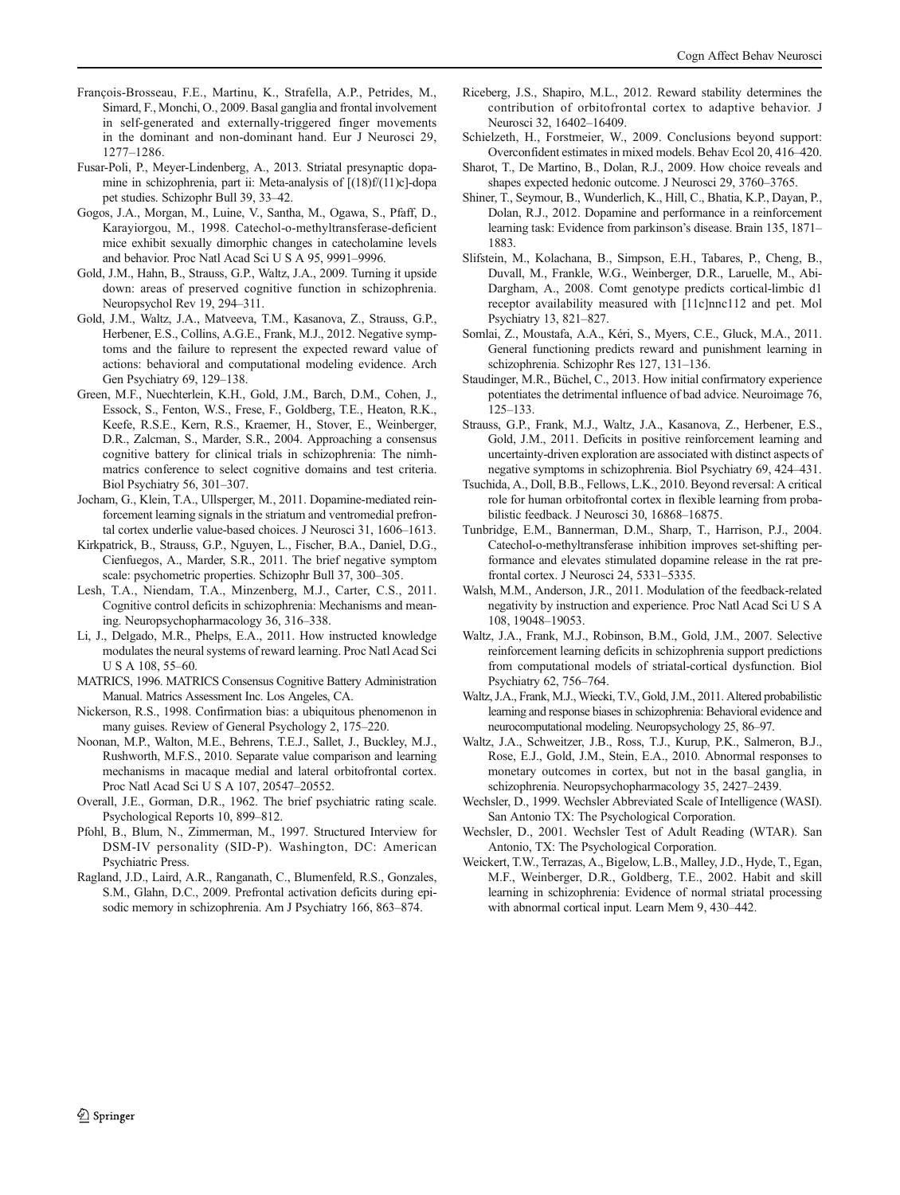François-Brosseau, F.E., Martinu, K., Strafella, A.P., Petrides, M., Simard, F., Monchi, O., 2009. Basal ganglia and frontal involvement in self-generated and externally-triggered finger movements in the dominant and non-dominant hand. Eur J Neurosci 29, 1277–1286.

Fusar-Poli, P., Meyer-Lindenberg, A., 2013. Striatal presynaptic dopamine in schizophrenia, part ii: Meta-analysis of [(18)f/(11)c]-dopa pet studies. Schizophr Bull 39, 33–42.

Gogos, J.A., Morgan, M., Luine, V., Santha, M., Ogawa, S., Pfaff, D., Karayiorgou, M., 1998. Catechol-o-methyltransferase-deficient mice exhibit sexually dimorphic changes in catecholamine levels and behavior. Proc Natl Acad Sci U S A 95, 9991–9996.

Gold, J.M., Hahn, B., Strauss, G.P., Waltz, J.A., 2009. Turning it upside down: areas of preserved cognitive function in schizophrenia. Neuropsychol Rev 19, 294–311.

Gold, J.M., Waltz, J.A., Matveeva, T.M., Kasanova, Z., Strauss, G.P., Herbener, E.S., Collins, A.G.E., Frank, M.J., 2012. Negative symptoms and the failure to represent the expected reward value of actions: behavioral and computational modeling evidence. Arch Gen Psychiatry 69, 129–138.

Green, M.F., Nuechterlein, K.H., Gold, J.M., Barch, D.M., Cohen, J., Essock, S., Fenton, W.S., Frese, F., Goldberg, T.E., Heaton, R.K., Keefe, R.S.E., Kern, R.S., Kraemer, H., Stover, E., Weinberger, D.R., Zalcman, S., Marder, S.R., 2004. Approaching a consensus cognitive battery for clinical trials in schizophrenia: The nimh-matrics conference to select cognitive domains and test criteria. Biol Psychiatry 56, 301–307.

Jocham, G., Klein, T.A., Ullsperger, M., 2011. Dopamine-mediated reinforcement learning signals in the striatum and ventromedial prefrontal cortex underlie value-based choices. J Neurosci 31, 1606–1613.

Kirkpatrick, B., Strauss, G.P., Nguyen, L., Fischer, B.A., Daniel, D.G., Cienfuegos, A., Marder, S.R., 2011. The brief negative symptom scale: psychometric properties. Schizophr Bull 37, 300–305.

Lesh, T.A., Niendam, T.A., Minzenberg, M.J., Carter, C.S., 2011. Cognitive control deficits in schizophrenia: Mechanisms and meaning. Neuropsychopharmacology 36, 316–338.

Li, J., Delgado, M.R., Phelps, E.A., 2011. How instructed knowledge modulates the neural systems of reward learning. Proc Natl Acad Sci U S A 108, 55–60.

MATRICS, 1996. MATRICS Consensus Cognitive Battery Administration Manual. Matrics Assessment Inc. Los Angeles, CA.

Nickerson, R.S., 1998. Confirmation bias: a ubiquitous phenomenon in many guises. Review of General Psychology 2, 175–220.

Noonan, M.P., Walton, M.E., Behrens, T.E.J., Sallet, J., Buckley, M.J., Rushworth, M.F.S., 2010. Separate value comparison and learning mechanisms in macaque medial and lateral orbitofrontal cortex. Proc Natl Acad Sci U S A 107, 20547–20552.

Overall, J.E., Gorman, D.R., 1962. The brief psychiatric rating scale. Psychological Reports 10, 899–812.

Pfohl, B., Blum, N., Zimmerman, M., 1997. Structured Interview for DSM-IV personality (SID-P). Washington, DC: American Psychiatric Press.

Ragland, J.D., Laird, A.R., Ranganath, C., Blumenfeld, R.S., Gonzales, S.M., Glahn, D.C., 2009. Prefrontal activation deficits during episodic memory in schizophrenia. Am J Psychiatry 166, 863–874.

Riceberg, J.S., Shapiro, M.L., 2012. Reward stability determines the contribution of orbitofrontal cortex to adaptive behavior. J Neurosci 32, 16402–16409.

Schielzeth, H., Forstmeier, W., 2009. Conclusions beyond support: Overconfident estimates in mixed models. Behav Ecol 20, 416–420.

Sharot, T., De Martino, B., Dolan, R.J., 2009. How choice reveals and shapes expected hedonic outcome. J Neurosci 29, 3760–3765.

Shiner, T., Seymour, B., Wunderlich, K., Hill, C., Bhatia, K.P., Dayan, P., Dolan, R.J., 2012. Dopamine and performance in a reinforcement learning task: Evidence from parkinson's disease. Brain 135, 1871–1883.

Slifstein, M., Kolachana, B., Simpson, E.H., Tabares, P., Cheng, B., Duvall, M., Frankle, W.G., Weinberger, D.R., Laruelle, M., Abi-Dargham, A., 2008. Comt genotype predicts cortical-limbic d1 receptor availability measured with [11c]nnc112 and pet. Mol Psychiatry 13, 821–827.

Somlai, Z., Moustafa, A.A., Kéri, S., Myers, C.E., Gluck, M.A., 2011. General functioning predicts reward and punishment learning in schizophrenia. Schizophr Res 127, 131–136.

Staudinger, M.R., Büchel, C., 2013. How initial confirmatory experience potentiates the detrimental influence of bad advice. Neuroimage 76, 125–133.

Strauss, G.P., Frank, M.J., Waltz, J.A., Kasanova, Z., Herbener, E.S., Gold, J.M., 2011. Deficits in positive reinforcement learning and uncertainty-driven exploration are associated with distinct aspects of negative symptoms in schizophrenia. Biol Psychiatry 69, 424–431.

Tsuchida, A., Doll, B.B., Fellows, L.K., 2010. Beyond reversal: A critical role for human orbitofrontal cortex in flexible learning from probabilistic feedback. J Neurosci 30, 16868–16875.

Tunbridge, E.M., Bannerman, D.M., Sharp, T., Harrison, P.J., 2004. Catechol-o-methyltransferase inhibition improves set-shifting performance and elevates stimulated dopamine release in the rat prefrontal cortex. J Neurosci 24, 5331–5335.

Walsh, M.M., Anderson, J.R., 2011. Modulation of the feedback-related negativity by instruction and experience. Proc Natl Acad Sci U S A 108, 19048–19053.

Waltz, J.A., Frank, M.J., Robinson, B.M., Gold, J.M., 2007. Selective reinforcement learning deficits in schizophrenia support predictions from computational models of striatal-cortical dysfunction. Biol Psychiatry 62, 756–764.

Waltz, J.A., Frank, M.J., Wiecki, T.V., Gold, J.M., 2011. Altered probabilistic learning and response biases in schizophrenia: Behavioral evidence and neurocomputational modeling. Neuropsychology 25, 86–97.

Waltz, J.A., Schweitzer, J.B., Ross, T.J., Kurup, P.K., Salmeron, B.J., Rose, E.J., Gold, J.M., Stein, E.A., 2010. Abnormal responses to monetary outcomes in cortex, but not in the basal ganglia, in schizophrenia. Neuropsychopharmacology 35, 2427–2439.

Wechsler, D., 1999. Wechsler Abbreviated Scale of Intelligence (WASI). San Antonio TX: The Psychological Corporation.

Wechsler, D., 2001. Wechsler Test of Adult Reading (WTAR). San Antonio, TX: The Psychological Corporation.

Weickert, T.W., Terrazas, A., Bigelow, L.B., Malley, J.D., Hyde, T., Egan, M.F., Weinberger, D.R., Goldberg, T.E., 2002. Habit and skill learning in schizophrenia: Evidence of normal striatal processing with abnormal cortical input. Learn Mem 9, 430–442.